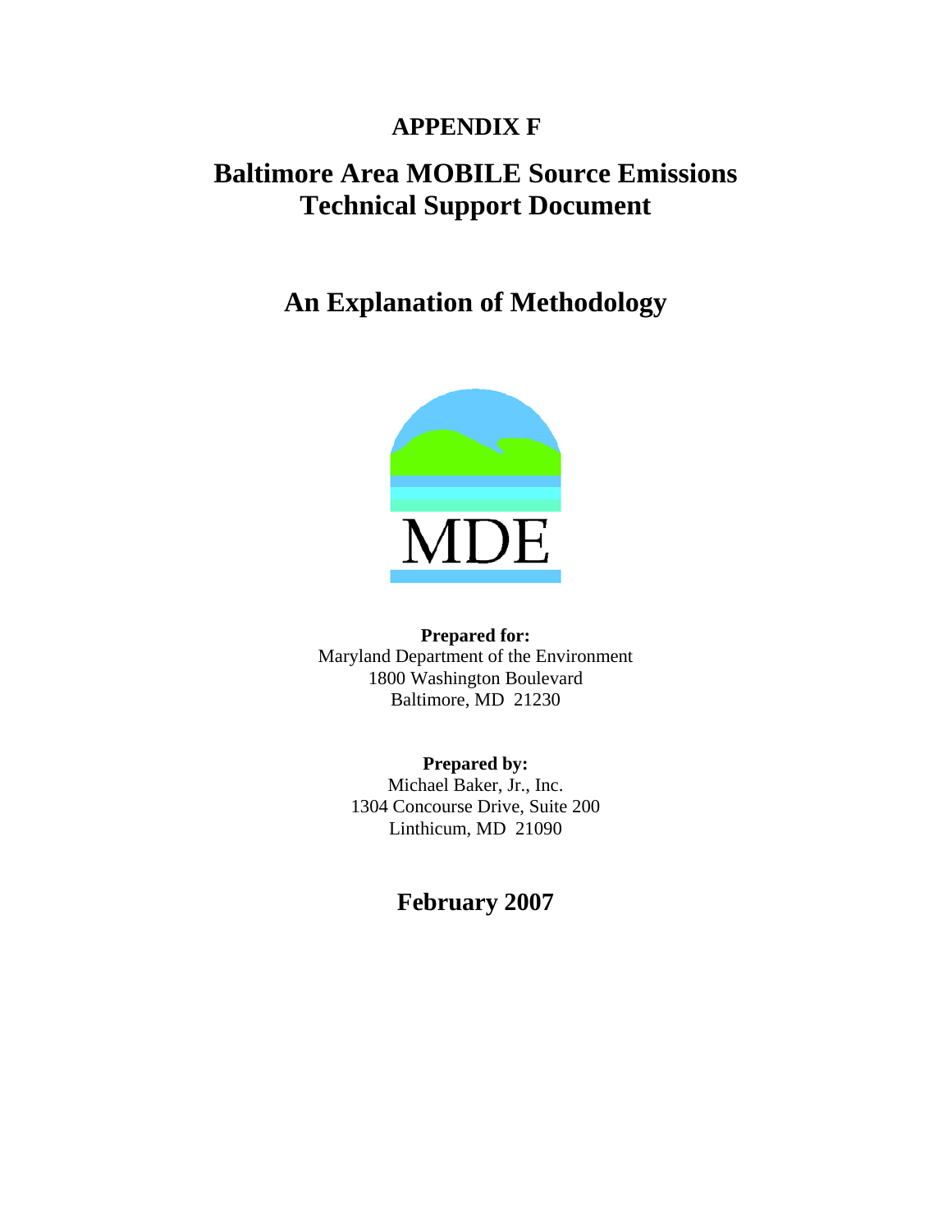# APPENDIX F

# Baltimore Area MOBILE Source Emissions Technical Support Document

## An Explanation of Methodology

MDE

**Prepared for:**
Maryland Department of the Environment
1800 Washington Boulevard
Baltimore, MD 21230

**Prepared by:**
Michael Baker, Jr., Inc.
1304 Concourse Drive, Suite 200
Linthicum, MD 21090

## February 2007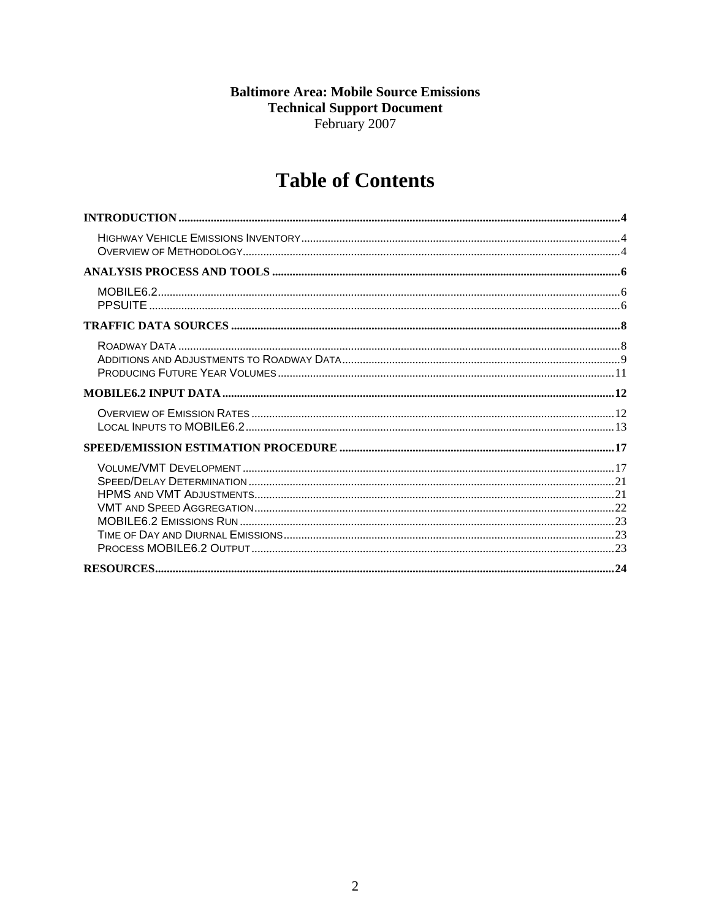**Baltimore Area: Mobile Source Emissions**
**Technical Support Document**
February 2007

# Table of Contents

**INTRODUCTION** .......... 4

- HIGHWAY VEHICLE EMISSIONS INVENTORY .......... 4
- OVERVIEW OF METHODOLOGY .......... 4

**ANALYSIS PROCESS AND TOOLS** .......... 6

- MOBILE6.2 .......... 6
- PPSUITE .......... 6

**TRAFFIC DATA SOURCES** .......... 8

- ROADWAY DATA .......... 8
- ADDITIONS AND ADJUSTMENTS TO ROADWAY DATA .......... 9
- PRODUCING FUTURE YEAR VOLUMES .......... 11

**MOBILE6.2 INPUT DATA** .......... 12

- OVERVIEW OF EMISSION RATES .......... 12
- LOCAL INPUTS TO MOBILE6.2 .......... 13

**SPEED/EMISSION ESTIMATION PROCEDURE** .......... 17

- VOLUME/VMT DEVELOPMENT .......... 17
- SPEED/DELAY DETERMINATION .......... 21
- HPMS AND VMT ADJUSTMENTS .......... 21
- VMT AND SPEED AGGREGATION .......... 22
- MOBILE6.2 EMISSIONS RUN .......... 23
- TIME OF DAY AND DIURNAL EMISSIONS .......... 23
- PROCESS MOBILE6.2 OUTPUT .......... 23

**RESOURCES** .......... 24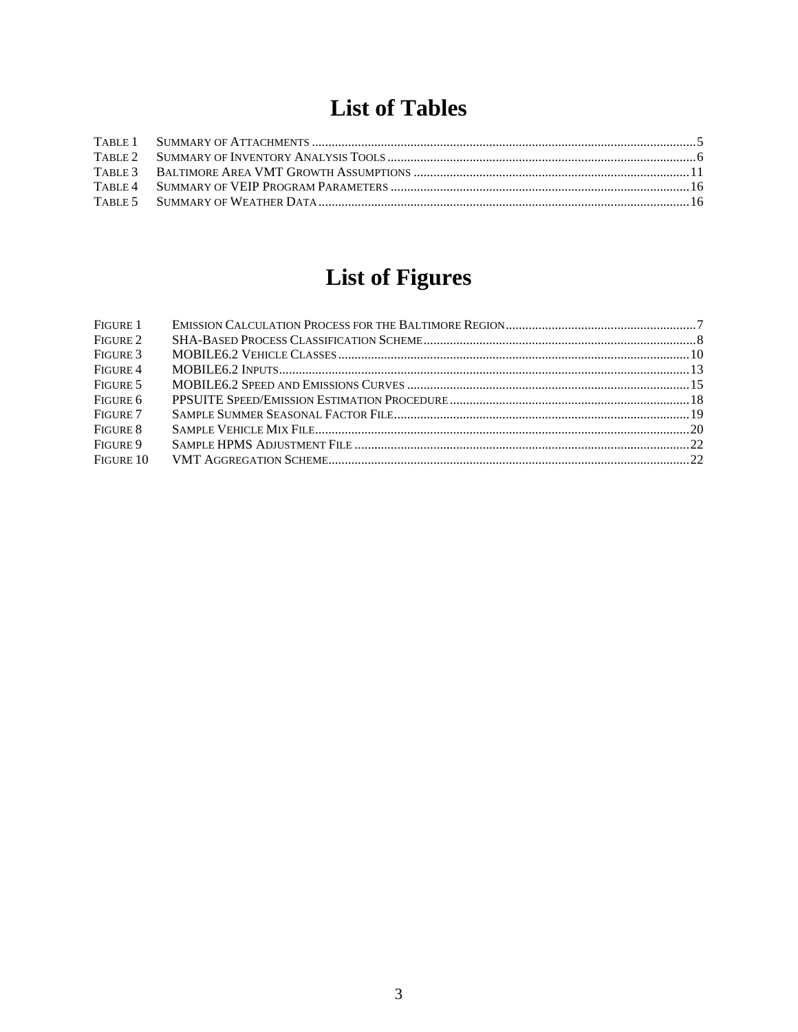# List of Tables

- Table 1 Summary of Attachments ....................................................................... 5
- Table 2 Summary of Inventory Analysis Tools .............................................................. 6
- Table 3 Baltimore Area VMT Growth Assumptions ........................................................... 11
- Table 4 Summary of VEIP Program Parameters .............................................................. 16
- Table 5 Summary of Weather Data ......................................................................... 16

# List of Figures

- Figure 1 Emission Calculation Process for the Baltimore Region ........................................... 7
- Figure 2 SHA-Based Process Classification Scheme ........................................................ 8
- Figure 3 MOBILE6.2 Vehicle Classes ...................................................................... 10
- Figure 4 MOBILE6.2 Inputs ............................................................................... 13
- Figure 5 MOBILE6.2 Speed and Emissions Curves ........................................................... 15
- Figure 6 PPSUITE Speed/Emission Estimation Procedure ..................................................... 18
- Figure 7 Sample Summer Seasonal Factor File .............................................................. 19
- Figure 8 Sample Vehicle Mix File ......................................................................... 20
- Figure 9 Sample HPMS Adjustment File ...................................................................... 22
- Figure 10 VMT Aggregation Scheme ......................................................................... 22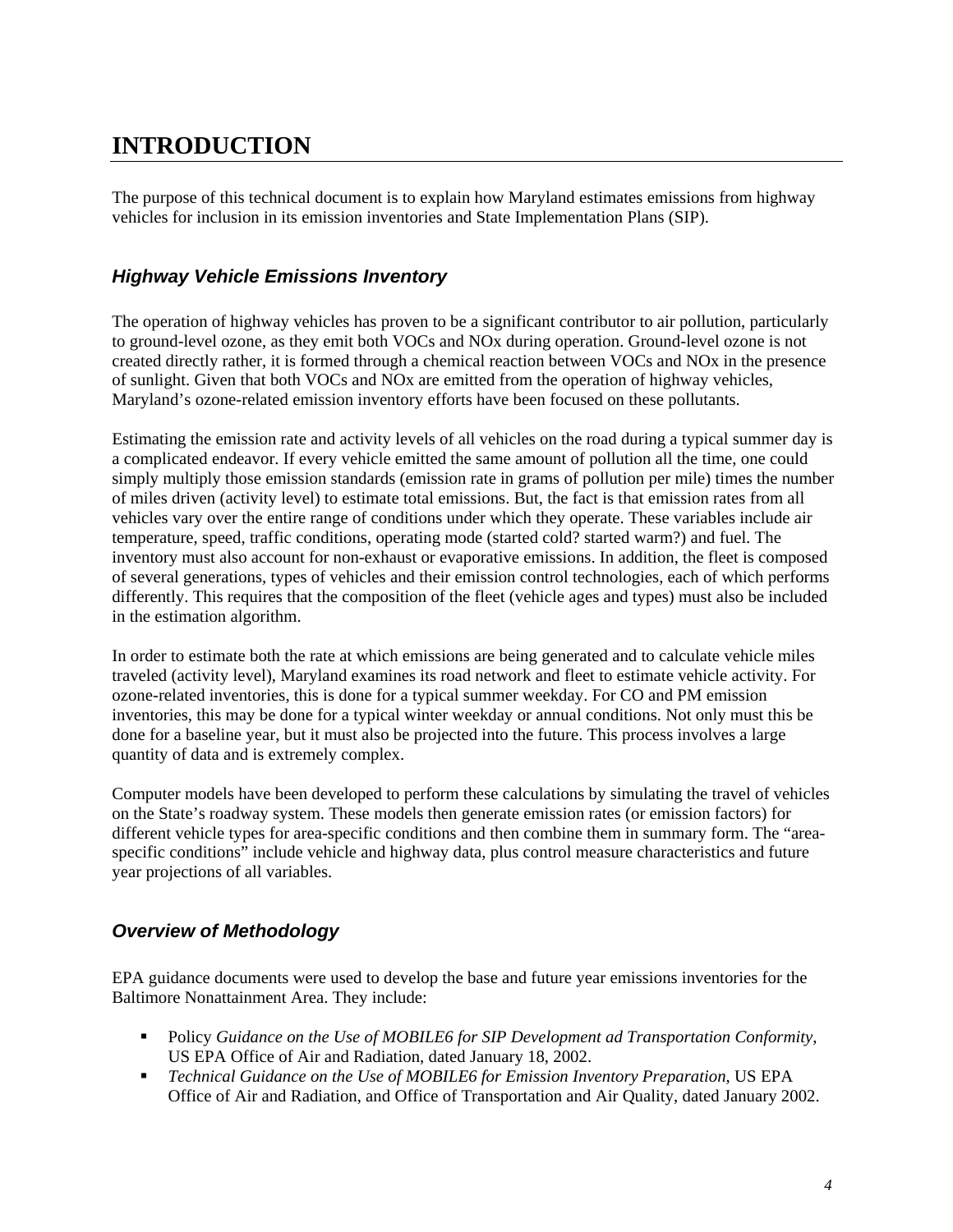# INTRODUCTION

The purpose of this technical document is to explain how Maryland estimates emissions from highway vehicles for inclusion in its emission inventories and State Implementation Plans (SIP).

## *Highway Vehicle Emissions Inventory*

The operation of highway vehicles has proven to be a significant contributor to air pollution, particularly to ground-level ozone, as they emit both VOCs and NOx during operation. Ground-level ozone is not created directly rather, it is formed through a chemical reaction between VOCs and NOx in the presence of sunlight. Given that both VOCs and NOx are emitted from the operation of highway vehicles, Maryland's ozone-related emission inventory efforts have been focused on these pollutants.

Estimating the emission rate and activity levels of all vehicles on the road during a typical summer day is a complicated endeavor. If every vehicle emitted the same amount of pollution all the time, one could simply multiply those emission standards (emission rate in grams of pollution per mile) times the number of miles driven (activity level) to estimate total emissions. But, the fact is that emission rates from all vehicles vary over the entire range of conditions under which they operate. These variables include air temperature, speed, traffic conditions, operating mode (started cold? started warm?) and fuel. The inventory must also account for non-exhaust or evaporative emissions. In addition, the fleet is composed of several generations, types of vehicles and their emission control technologies, each of which performs differently. This requires that the composition of the fleet (vehicle ages and types) must also be included in the estimation algorithm.

In order to estimate both the rate at which emissions are being generated and to calculate vehicle miles traveled (activity level), Maryland examines its road network and fleet to estimate vehicle activity. For ozone-related inventories, this is done for a typical summer weekday. For CO and PM emission inventories, this may be done for a typical winter weekday or annual conditions. Not only must this be done for a baseline year, but it must also be projected into the future. This process involves a large quantity of data and is extremely complex.

Computer models have been developed to perform these calculations by simulating the travel of vehicles on the State's roadway system. These models then generate emission rates (or emission factors) for different vehicle types for area-specific conditions and then combine them in summary form. The "area-specific conditions" include vehicle and highway data, plus control measure characteristics and future year projections of all variables.

## *Overview of Methodology*

EPA guidance documents were used to develop the base and future year emissions inventories for the Baltimore Nonattainment Area. They include:

- Policy *Guidance on the Use of MOBILE6 for SIP Development ad Transportation Conformity*, US EPA Office of Air and Radiation, dated January 18, 2002.
- *Technical Guidance on the Use of MOBILE6 for Emission Inventory Preparation*, US EPA Office of Air and Radiation, and Office of Transportation and Air Quality, dated January 2002.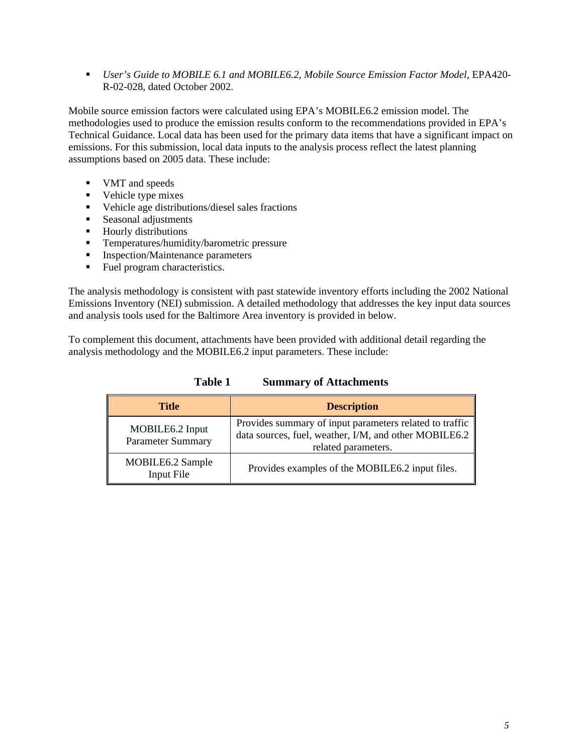- *User's Guide to MOBILE 6.1 and MOBILE6.2, Mobile Source Emission Factor Model*, EPA420-R-02-028, dated October 2002.

Mobile source emission factors were calculated using EPA's MOBILE6.2 emission model. The methodologies used to produce the emission results conform to the recommendations provided in EPA's Technical Guidance. Local data has been used for the primary data items that have a significant impact on emissions. For this submission, local data inputs to the analysis process reflect the latest planning assumptions based on 2005 data. These include:

- VMT and speeds
- Vehicle type mixes
- Vehicle age distributions/diesel sales fractions
- Seasonal adjustments
- Hourly distributions
- Temperatures/humidity/barometric pressure
- Inspection/Maintenance parameters
- Fuel program characteristics.

The analysis methodology is consistent with past statewide inventory efforts including the 2002 National Emissions Inventory (NEI) submission. A detailed methodology that addresses the key input data sources and analysis tools used for the Baltimore Area inventory is provided in below.

To complement this document, attachments have been provided with additional detail regarding the analysis methodology and the MOBILE6.2 input parameters. These include:

**Table 1 Summary of Attachments**

| Title | Description |
|---|---|
| MOBILE6.2 Input Parameter Summary | Provides summary of input parameters related to traffic data sources, fuel, weather, I/M, and other MOBILE6.2 related parameters. |
| MOBILE6.2 Sample Input File | Provides examples of the MOBILE6.2 input files. |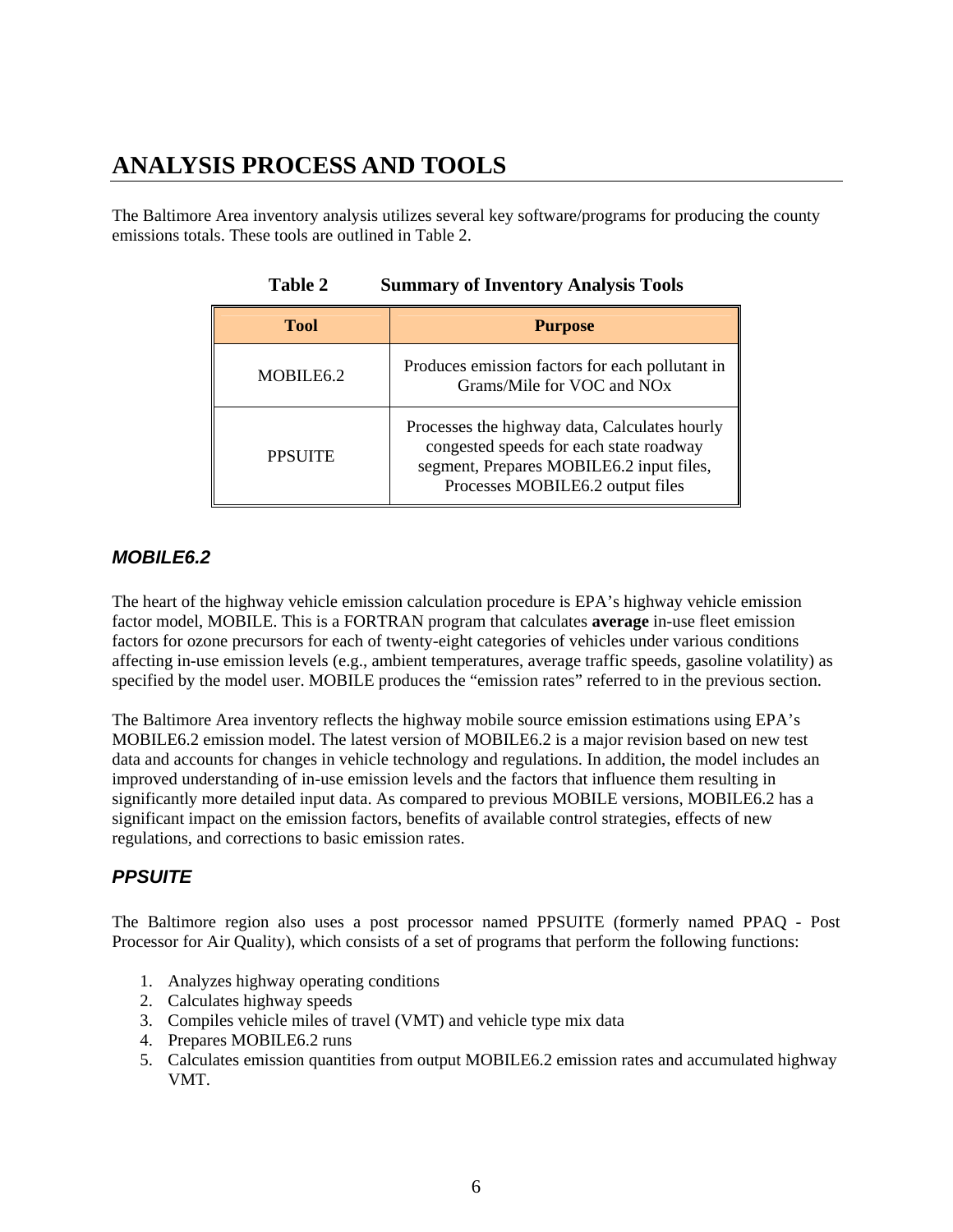# ANALYSIS PROCESS AND TOOLS

The Baltimore Area inventory analysis utilizes several key software/programs for producing the county emissions totals. These tools are outlined in Table 2.

**Table 2 Summary of Inventory Analysis Tools**

| Tool | Purpose |
|---|---|
| MOBILE6.2 | Produces emission factors for each pollutant in Grams/Mile for VOC and NOx |
| PPSUITE | Processes the highway data, Calculates hourly congested speeds for each state roadway segment, Prepares MOBILE6.2 input files, Processes MOBILE6.2 output files |

### *MOBILE6.2*

The heart of the highway vehicle emission calculation procedure is EPA's highway vehicle emission factor model, MOBILE. This is a FORTRAN program that calculates **average** in-use fleet emission factors for ozone precursors for each of twenty-eight categories of vehicles under various conditions affecting in-use emission levels (e.g., ambient temperatures, average traffic speeds, gasoline volatility) as specified by the model user. MOBILE produces the "emission rates" referred to in the previous section.

The Baltimore Area inventory reflects the highway mobile source emission estimations using EPA's MOBILE6.2 emission model. The latest version of MOBILE6.2 is a major revision based on new test data and accounts for changes in vehicle technology and regulations. In addition, the model includes an improved understanding of in-use emission levels and the factors that influence them resulting in significantly more detailed input data. As compared to previous MOBILE versions, MOBILE6.2 has a significant impact on the emission factors, benefits of available control strategies, effects of new regulations, and corrections to basic emission rates.

### *PPSUITE*

The Baltimore region also uses a post processor named PPSUITE (formerly named PPAQ - Post Processor for Air Quality), which consists of a set of programs that perform the following functions:

1. Analyzes highway operating conditions
2. Calculates highway speeds
3. Compiles vehicle miles of travel (VMT) and vehicle type mix data
4. Prepares MOBILE6.2 runs
5. Calculates emission quantities from output MOBILE6.2 emission rates and accumulated highway VMT.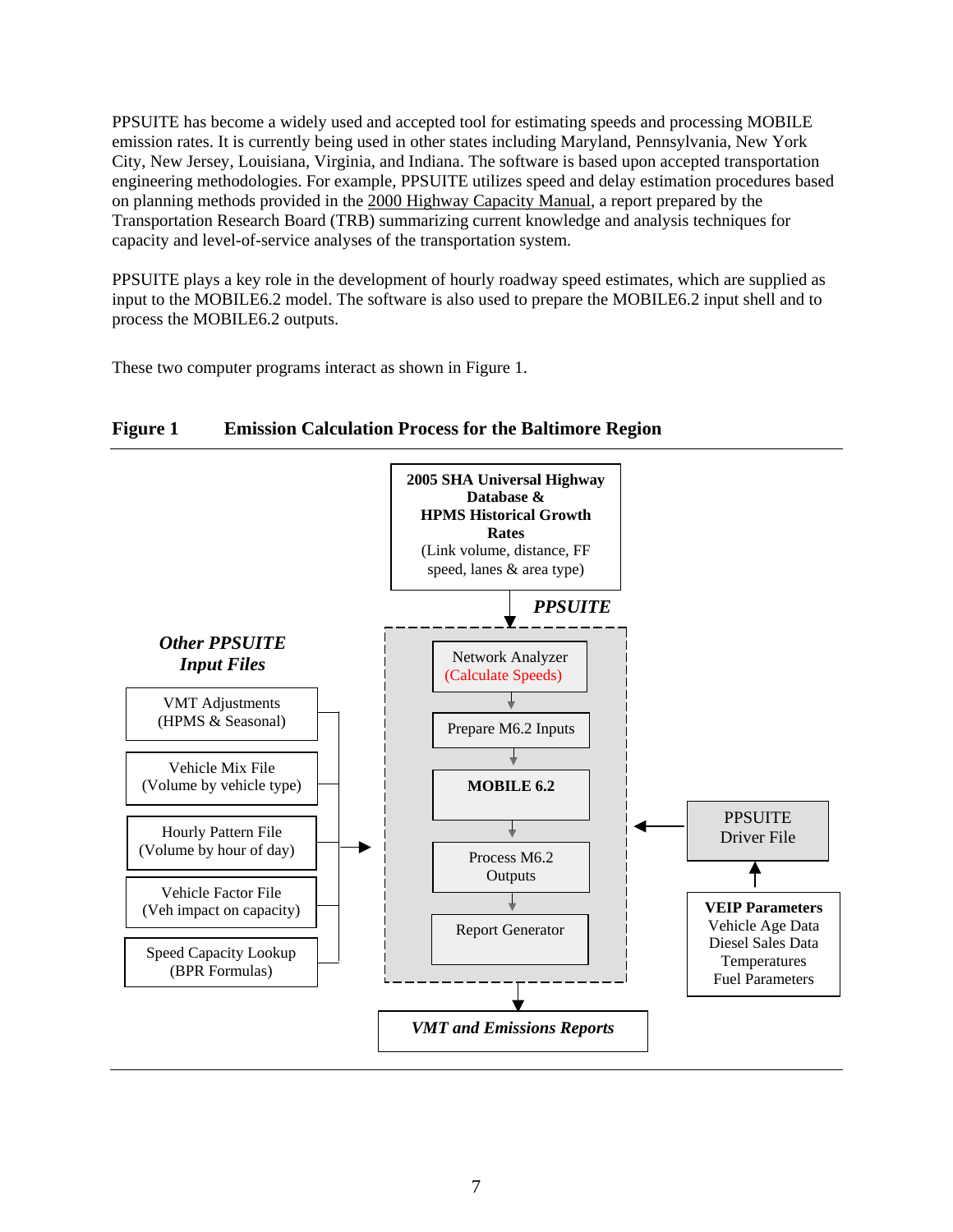PPSUITE has become a widely used and accepted tool for estimating speeds and processing MOBILE emission rates. It is currently being used in other states including Maryland, Pennsylvania, New York City, New Jersey, Louisiana, Virginia, and Indiana. The software is based upon accepted transportation engineering methodologies. For example, PPSUITE utilizes speed and delay estimation procedures based on planning methods provided in the 2000 Highway Capacity Manual, a report prepared by the Transportation Research Board (TRB) summarizing current knowledge and analysis techniques for capacity and level-of-service analyses of the transportation system.

PPSUITE plays a key role in the development of hourly roadway speed estimates, which are supplied as input to the MOBILE6.2 model. The software is also used to prepare the MOBILE6.2 input shell and to process the MOBILE6.2 outputs.

These two computer programs interact as shown in Figure 1.

**Figure 1 Emission Calculation Process for the Baltimore Region**

**2005 SHA Universal Highway Database & HPMS Historical Growth Rates**
(Link volume, distance, FF speed, lanes & area type)

***PPSUITE***

- Network Analyzer (Calculate Speeds)
- Prepare M6.2 Inputs
- **MOBILE 6.2**
- Process M6.2 Outputs
- Report Generator

***Other PPSUITE Input Files***

- VMT Adjustments (HPMS & Seasonal)
- Vehicle Mix File (Volume by vehicle type)
- Hourly Pattern File (Volume by hour of day)
- Vehicle Factor File (Veh impact on capacity)
- Speed Capacity Lookup (BPR Formulas)

PPSUITE Driver File

**VEIP Parameters**
Vehicle Age Data
Diesel Sales Data
Temperatures
Fuel Parameters

***VMT and Emissions Reports***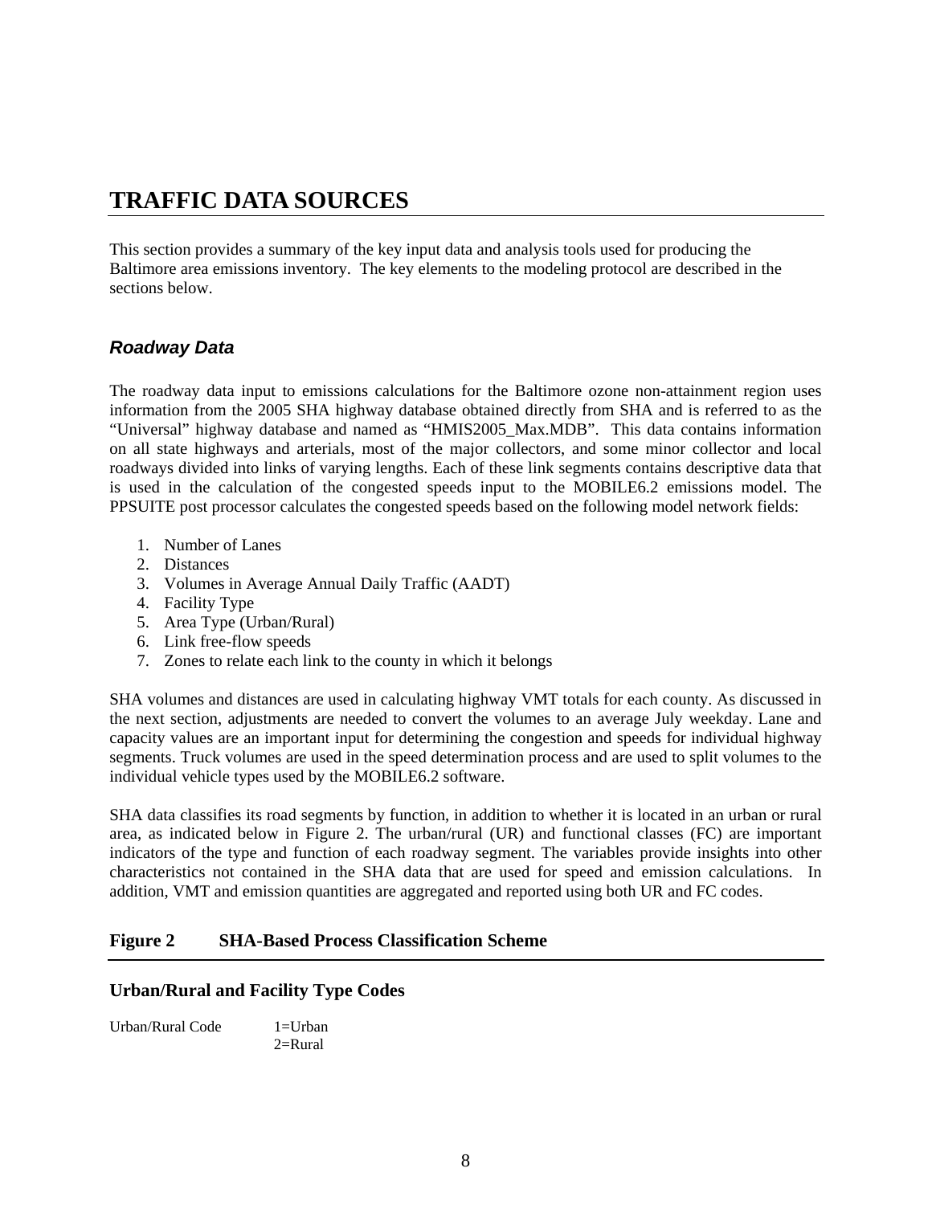# TRAFFIC DATA SOURCES

This section provides a summary of the key input data and analysis tools used for producing the Baltimore area emissions inventory. The key elements to the modeling protocol are described in the sections below.

## *Roadway Data*

The roadway data input to emissions calculations for the Baltimore ozone non-attainment region uses information from the 2005 SHA highway database obtained directly from SHA and is referred to as the "Universal" highway database and named as "HMIS2005_Max.MDB". This data contains information on all state highways and arterials, most of the major collectors, and some minor collector and local roadways divided into links of varying lengths. Each of these link segments contains descriptive data that is used in the calculation of the congested speeds input to the MOBILE6.2 emissions model. The PPSUITE post processor calculates the congested speeds based on the following model network fields:

1. Number of Lanes
2. Distances
3. Volumes in Average Annual Daily Traffic (AADT)
4. Facility Type
5. Area Type (Urban/Rural)
6. Link free-flow speeds
7. Zones to relate each link to the county in which it belongs

SHA volumes and distances are used in calculating highway VMT totals for each county. As discussed in the next section, adjustments are needed to convert the volumes to an average July weekday. Lane and capacity values are an important input for determining the congestion and speeds for individual highway segments. Truck volumes are used in the speed determination process and are used to split volumes to the individual vehicle types used by the MOBILE6.2 software.

SHA data classifies its road segments by function, in addition to whether it is located in an urban or rural area, as indicated below in Figure 2. The urban/rural (UR) and functional classes (FC) are important indicators of the type and function of each roadway segment. The variables provide insights into other characteristics not contained in the SHA data that are used for speed and emission calculations. In addition, VMT and emission quantities are aggregated and reported using both UR and FC codes.

**Figure 2 SHA-Based Process Classification Scheme**

**Urban/Rural and Facility Type Codes**

Urban/Rural Code 1=Urban
2=Rural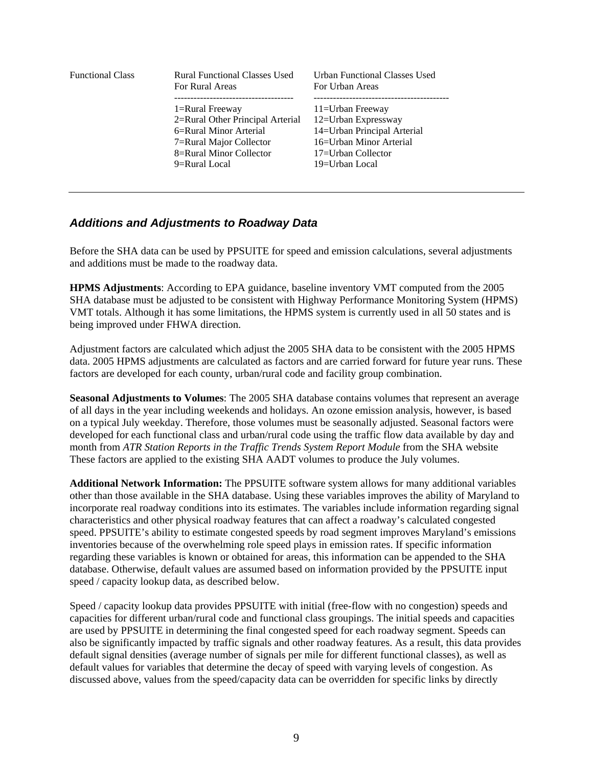| Functional Class | Rural Functional Classes Used For Rural Areas | Urban Functional Classes Used For Urban Areas |
|---|---|---|
| | 1=Rural Freeway | 11=Urban Freeway |
| | 2=Rural Other Principal Arterial | 12=Urban Expressway |
| | 6=Rural Minor Arterial | 14=Urban Principal Arterial |
| | 7=Rural Major Collector | 16=Urban Minor Arterial |
| | 8=Rural Minor Collector | 17=Urban Collector |
| | 9=Rural Local | 19=Urban Local |

### *Additions and Adjustments to Roadway Data*

Before the SHA data can be used by PPSUITE for speed and emission calculations, several adjustments and additions must be made to the roadway data.

**HPMS Adjustments**: According to EPA guidance, baseline inventory VMT computed from the 2005 SHA database must be adjusted to be consistent with Highway Performance Monitoring System (HPMS) VMT totals. Although it has some limitations, the HPMS system is currently used in all 50 states and is being improved under FHWA direction.

Adjustment factors are calculated which adjust the 2005 SHA data to be consistent with the 2005 HPMS data. 2005 HPMS adjustments are calculated as factors and are carried forward for future year runs. These factors are developed for each county, urban/rural code and facility group combination.

**Seasonal Adjustments to Volumes**: The 2005 SHA database contains volumes that represent an average of all days in the year including weekends and holidays. An ozone emission analysis, however, is based on a typical July weekday. Therefore, those volumes must be seasonally adjusted. Seasonal factors were developed for each functional class and urban/rural code using the traffic flow data available by day and month from *ATR Station Reports in the Traffic Trends System Report Module* from the SHA website These factors are applied to the existing SHA AADT volumes to produce the July volumes.

**Additional Network Information:** The PPSUITE software system allows for many additional variables other than those available in the SHA database. Using these variables improves the ability of Maryland to incorporate real roadway conditions into its estimates. The variables include information regarding signal characteristics and other physical roadway features that can affect a roadway's calculated congested speed. PPSUITE's ability to estimate congested speeds by road segment improves Maryland's emissions inventories because of the overwhelming role speed plays in emission rates. If specific information regarding these variables is known or obtained for areas, this information can be appended to the SHA database. Otherwise, default values are assumed based on information provided by the PPSUITE input speed / capacity lookup data, as described below.

Speed / capacity lookup data provides PPSUITE with initial (free-flow with no congestion) speeds and capacities for different urban/rural code and functional class groupings. The initial speeds and capacities are used by PPSUITE in determining the final congested speed for each roadway segment. Speeds can also be significantly impacted by traffic signals and other roadway features. As a result, this data provides default signal densities (average number of signals per mile for different functional classes), as well as default values for variables that determine the decay of speed with varying levels of congestion. As discussed above, values from the speed/capacity data can be overridden for specific links by directly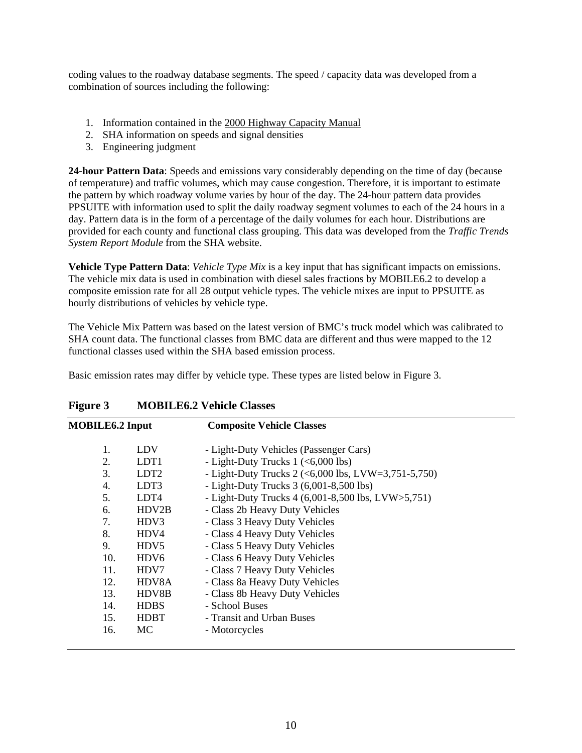coding values to the roadway database segments. The speed / capacity data was developed from a combination of sources including the following:

1. Information contained in the 2000 Highway Capacity Manual
2. SHA information on speeds and signal densities
3. Engineering judgment

**24-hour Pattern Data**: Speeds and emissions vary considerably depending on the time of day (because of temperature) and traffic volumes, which may cause congestion. Therefore, it is important to estimate the pattern by which roadway volume varies by hour of the day. The 24-hour pattern data provides PPSUITE with information used to split the daily roadway segment volumes to each of the 24 hours in a day. Pattern data is in the form of a percentage of the daily volumes for each hour. Distributions are provided for each county and functional class grouping. This data was developed from the *Traffic Trends System Report Module* from the SHA website.

**Vehicle Type Pattern Data**: *Vehicle Type Mix* is a key input that has significant impacts on emissions. The vehicle mix data is used in combination with diesel sales fractions by MOBILE6.2 to develop a composite emission rate for all 28 output vehicle types. The vehicle mixes are input to PPSUITE as hourly distributions of vehicles by vehicle type.

The Vehicle Mix Pattern was based on the latest version of BMC's truck model which was calibrated to SHA count data. The functional classes from BMC data are different and thus were mapped to the 12 functional classes used within the SHA based emission process.

Basic emission rates may differ by vehicle type. These types are listed below in Figure 3.

**Figure 3 MOBILE6.2 Vehicle Classes**

| MOBILE6.2 Input | | Composite Vehicle Classes |
|---|---|---|
| 1. | LDV | - Light-Duty Vehicles (Passenger Cars) |
| 2. | LDT1 | - Light-Duty Trucks 1 (<6,000 lbs) |
| 3. | LDT2 | - Light-Duty Trucks 2 (<6,000 lbs, LVW=3,751-5,750) |
| 4. | LDT3 | - Light-Duty Trucks 3 (6,001-8,500 lbs) |
| 5. | LDT4 | - Light-Duty Trucks 4 (6,001-8,500 lbs, LVW>5,751) |
| 6. | HDV2B | - Class 2b Heavy Duty Vehicles |
| 7. | HDV3 | - Class 3 Heavy Duty Vehicles |
| 8. | HDV4 | - Class 4 Heavy Duty Vehicles |
| 9. | HDV5 | - Class 5 Heavy Duty Vehicles |
| 10. | HDV6 | - Class 6 Heavy Duty Vehicles |
| 11. | HDV7 | - Class 7 Heavy Duty Vehicles |
| 12. | HDV8A | - Class 8a Heavy Duty Vehicles |
| 13. | HDV8B | - Class 8b Heavy Duty Vehicles |
| 14. | HDBS | - School Buses |
| 15. | HDBT | - Transit and Urban Buses |
| 16. | MC | - Motorcycles |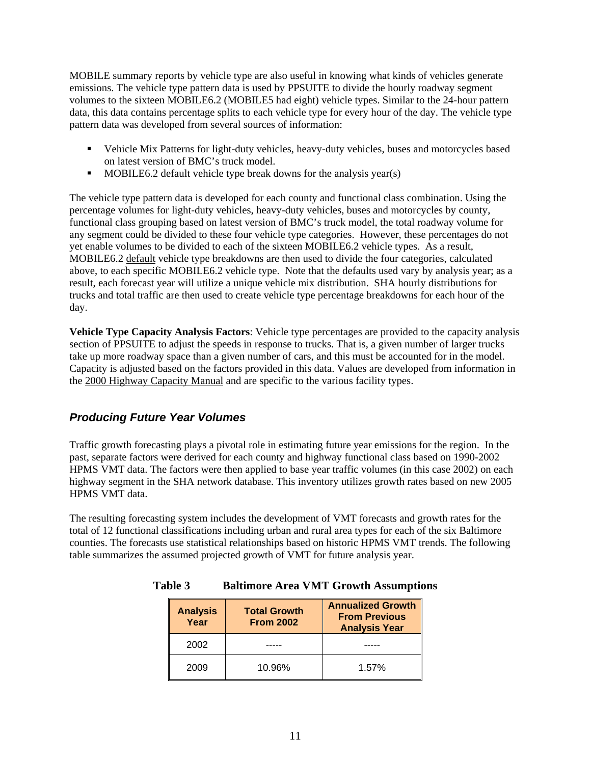MOBILE summary reports by vehicle type are also useful in knowing what kinds of vehicles generate emissions. The vehicle type pattern data is used by PPSUITE to divide the hourly roadway segment volumes to the sixteen MOBILE6.2 (MOBILE5 had eight) vehicle types. Similar to the 24-hour pattern data, this data contains percentage splits to each vehicle type for every hour of the day. The vehicle type pattern data was developed from several sources of information:

- Vehicle Mix Patterns for light-duty vehicles, heavy-duty vehicles, buses and motorcycles based on latest version of BMC's truck model.
- MOBILE6.2 default vehicle type break downs for the analysis year(s)

The vehicle type pattern data is developed for each county and functional class combination. Using the percentage volumes for light-duty vehicles, heavy-duty vehicles, buses and motorcycles by county, functional class grouping based on latest version of BMC's truck model, the total roadway volume for any segment could be divided to these four vehicle type categories. However, these percentages do not yet enable volumes to be divided to each of the sixteen MOBILE6.2 vehicle types. As a result, MOBILE6.2 default vehicle type breakdowns are then used to divide the four categories, calculated above, to each specific MOBILE6.2 vehicle type. Note that the defaults used vary by analysis year; as a result, each forecast year will utilize a unique vehicle mix distribution. SHA hourly distributions for trucks and total traffic are then used to create vehicle type percentage breakdowns for each hour of the day.

**Vehicle Type Capacity Analysis Factors**: Vehicle type percentages are provided to the capacity analysis section of PPSUITE to adjust the speeds in response to trucks. That is, a given number of larger trucks take up more roadway space than a given number of cars, and this must be accounted for in the model. Capacity is adjusted based on the factors provided in this data. Values are developed from information in the 2000 Highway Capacity Manual and are specific to the various facility types.

## *Producing Future Year Volumes*

Traffic growth forecasting plays a pivotal role in estimating future year emissions for the region. In the past, separate factors were derived for each county and highway functional class based on 1990-2002 HPMS VMT data. The factors were then applied to base year traffic volumes (in this case 2002) on each highway segment in the SHA network database. This inventory utilizes growth rates based on new 2005 HPMS VMT data.

The resulting forecasting system includes the development of VMT forecasts and growth rates for the total of 12 functional classifications including urban and rural area types for each of the six Baltimore counties. The forecasts use statistical relationships based on historic HPMS VMT trends. The following table summarizes the assumed projected growth of VMT for future analysis year.

**Table 3 Baltimore Area VMT Growth Assumptions**

| Analysis Year | Total Growth From 2002 | Annualized Growth From Previous Analysis Year |
|---|---|---|
| 2002 | ----- | ----- |
| 2009 | 10.96% | 1.57% |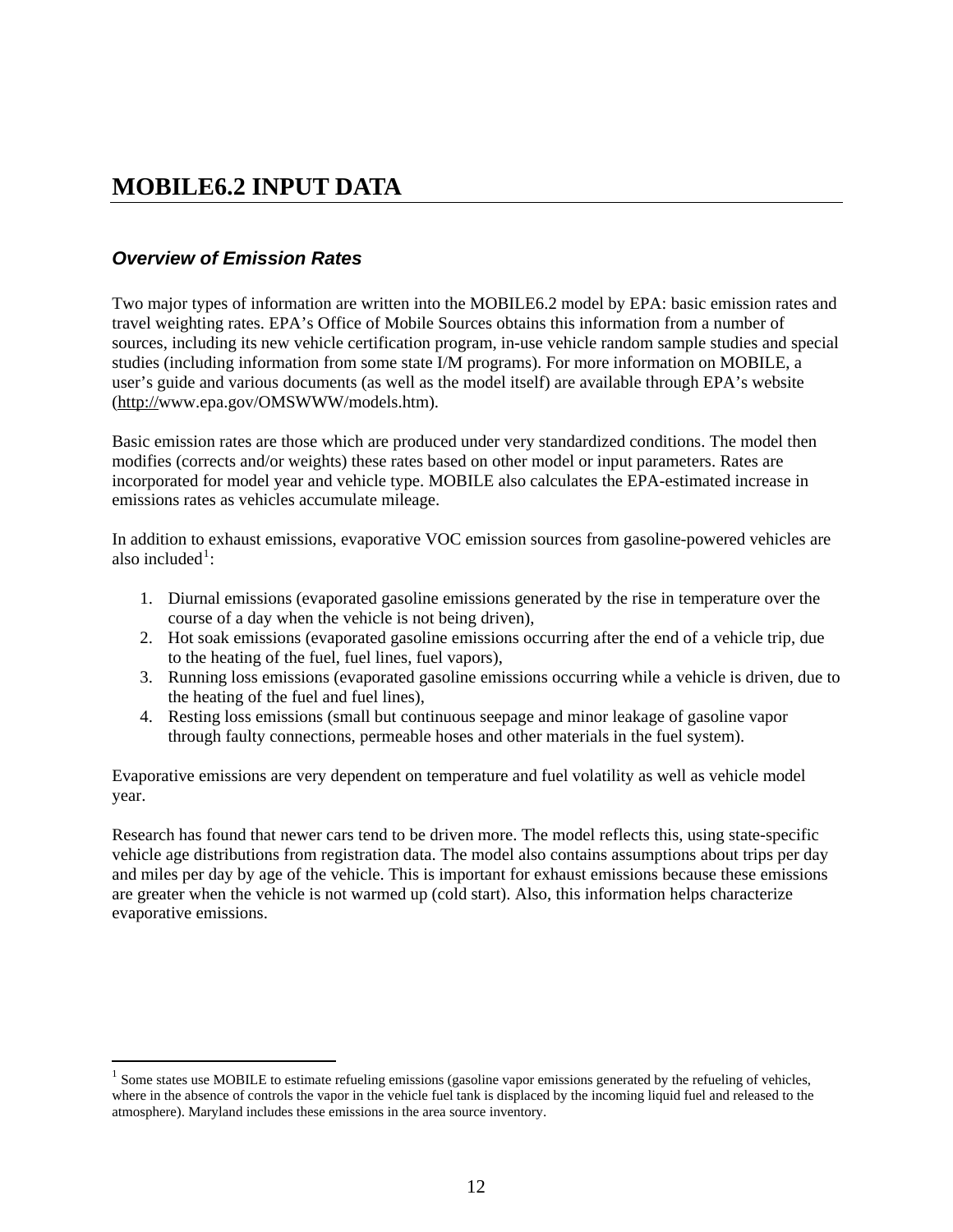# MOBILE6.2 INPUT DATA

### *Overview of Emission Rates*

Two major types of information are written into the MOBILE6.2 model by EPA: basic emission rates and travel weighting rates. EPA's Office of Mobile Sources obtains this information from a number of sources, including its new vehicle certification program, in-use vehicle random sample studies and special studies (including information from some state I/M programs). For more information on MOBILE, a user's guide and various documents (as well as the model itself) are available through EPA's website (http://www.epa.gov/OMSWWW/models.htm).

Basic emission rates are those which are produced under very standardized conditions. The model then modifies (corrects and/or weights) these rates based on other model or input parameters. Rates are incorporated for model year and vehicle type. MOBILE also calculates the EPA-estimated increase in emissions rates as vehicles accumulate mileage.

In addition to exhaust emissions, evaporative VOC emission sources from gasoline-powered vehicles are also included[1]:

1. Diurnal emissions (evaporated gasoline emissions generated by the rise in temperature over the course of a day when the vehicle is not being driven),
2. Hot soak emissions (evaporated gasoline emissions occurring after the end of a vehicle trip, due to the heating of the fuel, fuel lines, fuel vapors),
3. Running loss emissions (evaporated gasoline emissions occurring while a vehicle is driven, due to the heating of the fuel and fuel lines),
4. Resting loss emissions (small but continuous seepage and minor leakage of gasoline vapor through faulty connections, permeable hoses and other materials in the fuel system).

Evaporative emissions are very dependent on temperature and fuel volatility as well as vehicle model year.

Research has found that newer cars tend to be driven more. The model reflects this, using state-specific vehicle age distributions from registration data. The model also contains assumptions about trips per day and miles per day by age of the vehicle. This is important for exhaust emissions because these emissions are greater when the vehicle is not warmed up (cold start). Also, this information helps characterize evaporative emissions.

---

[1] Some states use MOBILE to estimate refueling emissions (gasoline vapor emissions generated by the refueling of vehicles, where in the absence of controls the vapor in the vehicle fuel tank is displaced by the incoming liquid fuel and released to the atmosphere). Maryland includes these emissions in the area source inventory.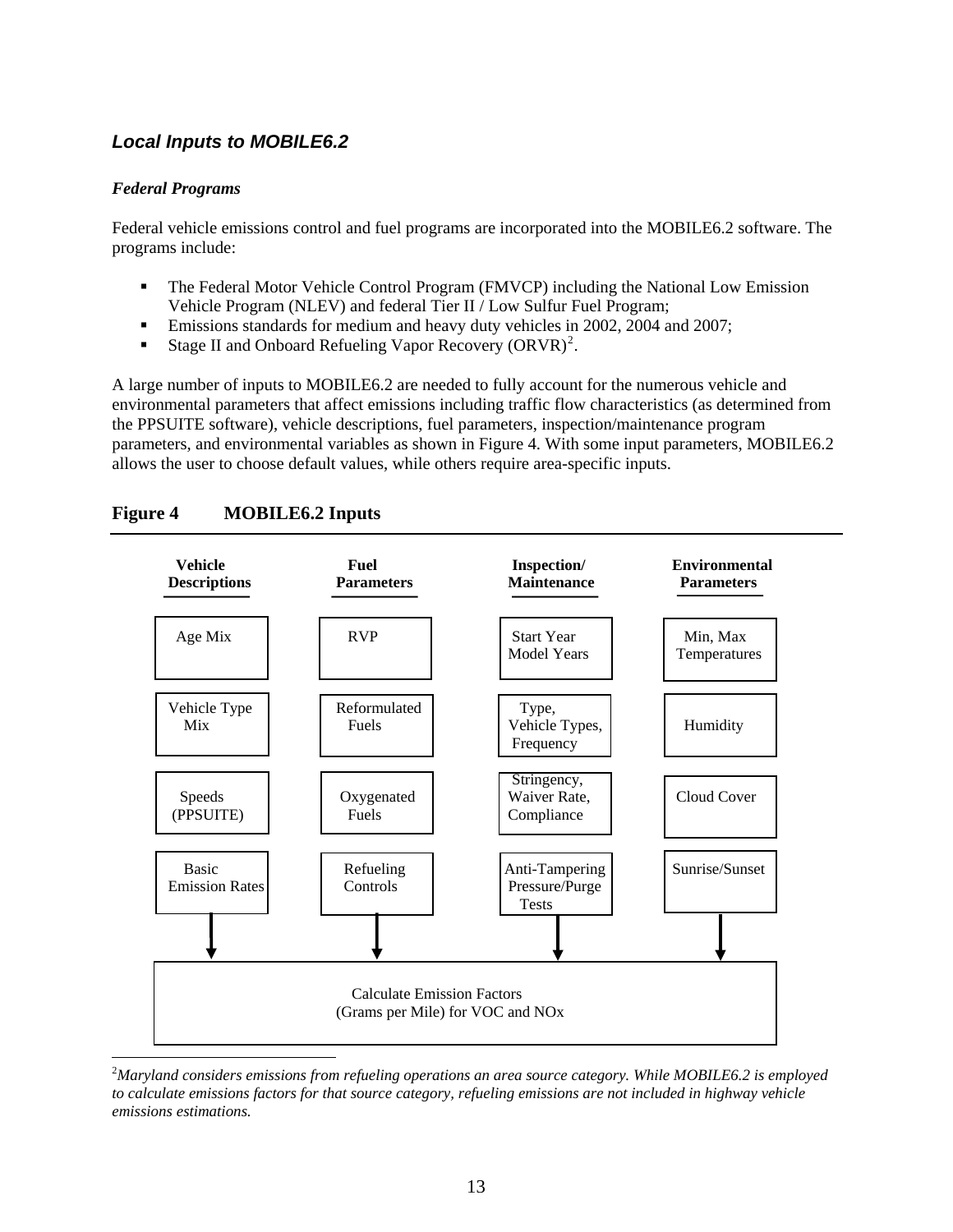### *Local Inputs to MOBILE6.2*

***Federal Programs***

Federal vehicle emissions control and fuel programs are incorporated into the MOBILE6.2 software. The programs include:

- The Federal Motor Vehicle Control Program (FMVCP) including the National Low Emission Vehicle Program (NLEV) and federal Tier II / Low Sulfur Fuel Program;
- Emissions standards for medium and heavy duty vehicles in 2002, 2004 and 2007;
- Stage II and Onboard Refueling Vapor Recovery (ORVR)[2].

A large number of inputs to MOBILE6.2 are needed to fully account for the numerous vehicle and environmental parameters that affect emissions including traffic flow characteristics (as determined from the PPSUITE software), vehicle descriptions, fuel parameters, inspection/maintenance program parameters, and environmental variables as shown in Figure 4. With some input parameters, MOBILE6.2 allows the user to choose default values, while others require area-specific inputs.

**Figure 4 MOBILE6.2 Inputs**

| Vehicle Descriptions | Fuel Parameters | Inspection/ Maintenance | Environmental Parameters |
|---|---|---|---|
| Age Mix | RVP | Start Year Model Years | Min, Max Temperatures |
| Vehicle Type Mix | Reformulated Fuels | Type, Vehicle Types, Frequency | Humidity |
| Speeds (PPSUITE) | Oxygenated Fuels | Stringency, Waiver Rate, Compliance | Cloud Cover |
| Basic Emission Rates | Refueling Controls | Anti-Tampering Pressure/Purge Tests | Sunrise/Sunset |

↓

Calculate Emission Factors (Grams per Mile) for VOC and NOx

---

[2] *Maryland considers emissions from refueling operations an area source category. While MOBILE6.2 is employed to calculate emissions factors for that source category, refueling emissions are not included in highway vehicle emissions estimations.*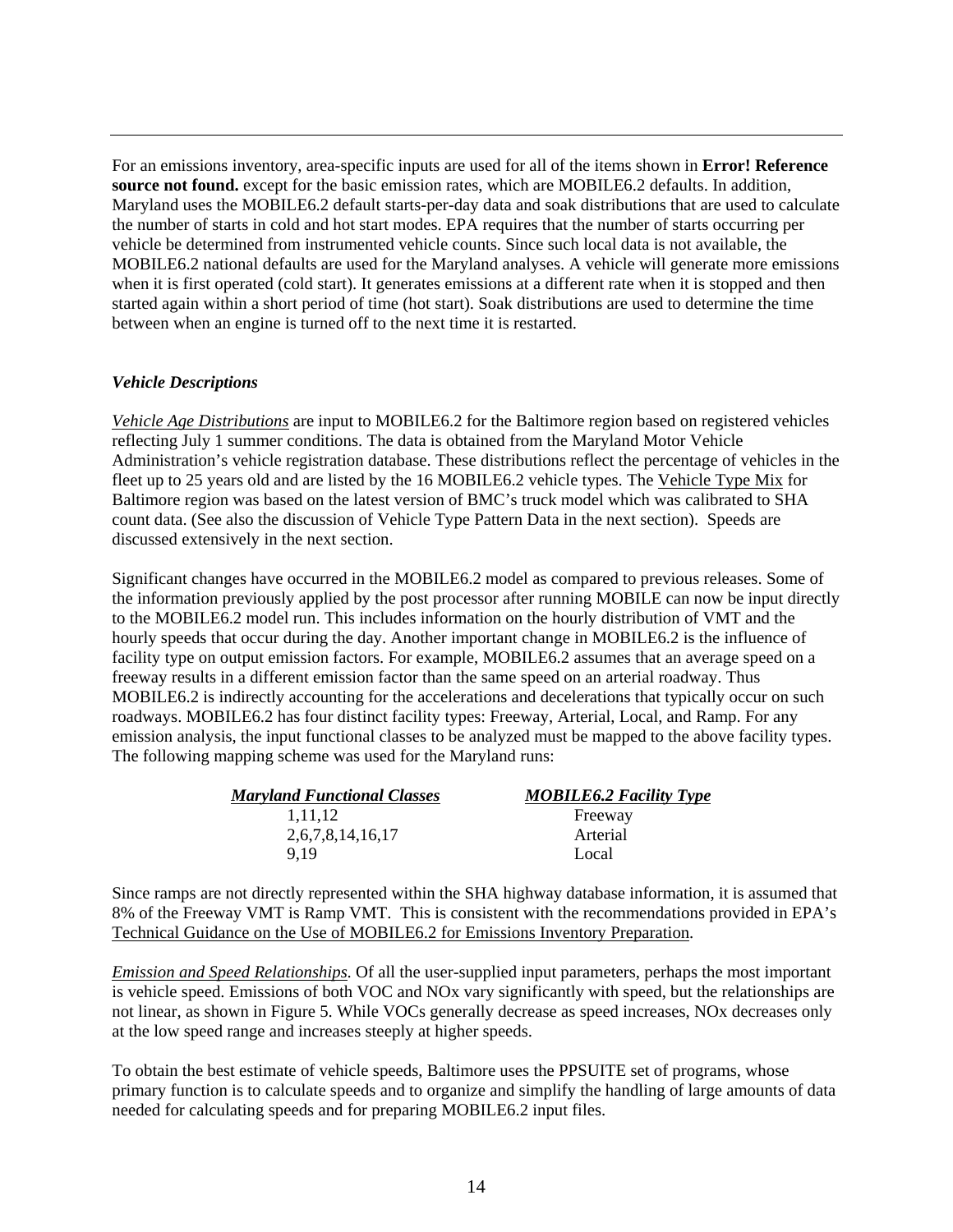For an emissions inventory, area-specific inputs are used for all of the items shown in **Error! Reference source not found.** except for the basic emission rates, which are MOBILE6.2 defaults. In addition, Maryland uses the MOBILE6.2 default starts-per-day data and soak distributions that are used to calculate the number of starts in cold and hot start modes. EPA requires that the number of starts occurring per vehicle be determined from instrumented vehicle counts. Since such local data is not available, the MOBILE6.2 national defaults are used for the Maryland analyses. A vehicle will generate more emissions when it is first operated (cold start). It generates emissions at a different rate when it is stopped and then started again within a short period of time (hot start). Soak distributions are used to determine the time between when an engine is turned off to the next time it is restarted.

***Vehicle Descriptions***

*Vehicle Age Distributions* are input to MOBILE6.2 for the Baltimore region based on registered vehicles reflecting July 1 summer conditions. The data is obtained from the Maryland Motor Vehicle Administration's vehicle registration database. These distributions reflect the percentage of vehicles in the fleet up to 25 years old and are listed by the 16 MOBILE6.2 vehicle types. The Vehicle Type Mix for Baltimore region was based on the latest version of BMC's truck model which was calibrated to SHA count data. (See also the discussion of Vehicle Type Pattern Data in the next section). Speeds are discussed extensively in the next section.

Significant changes have occurred in the MOBILE6.2 model as compared to previous releases. Some of the information previously applied by the post processor after running MOBILE can now be input directly to the MOBILE6.2 model run. This includes information on the hourly distribution of VMT and the hourly speeds that occur during the day. Another important change in MOBILE6.2 is the influence of facility type on output emission factors. For example, MOBILE6.2 assumes that an average speed on a freeway results in a different emission factor than the same speed on an arterial roadway. Thus MOBILE6.2 is indirectly accounting for the accelerations and decelerations that typically occur on such roadways. MOBILE6.2 has four distinct facility types: Freeway, Arterial, Local, and Ramp. For any emission analysis, the input functional classes to be analyzed must be mapped to the above facility types. The following mapping scheme was used for the Maryland runs:

| ***Maryland Functional Classes*** | ***MOBILE6.2 Facility Type*** |
|---|---|
| 1,11,12 | Freeway |
| 2,6,7,8,14,16,17 | Arterial |
| 9,19 | Local |

Since ramps are not directly represented within the SHA highway database information, it is assumed that 8% of the Freeway VMT is Ramp VMT. This is consistent with the recommendations provided in EPA's Technical Guidance on the Use of MOBILE6.2 for Emissions Inventory Preparation.

*Emission and Speed Relationships*. Of all the user-supplied input parameters, perhaps the most important is vehicle speed. Emissions of both VOC and NOx vary significantly with speed, but the relationships are not linear, as shown in Figure 5. While VOCs generally decrease as speed increases, NOx decreases only at the low speed range and increases steeply at higher speeds.

To obtain the best estimate of vehicle speeds, Baltimore uses the PPSUITE set of programs, whose primary function is to calculate speeds and to organize and simplify the handling of large amounts of data needed for calculating speeds and for preparing MOBILE6.2 input files.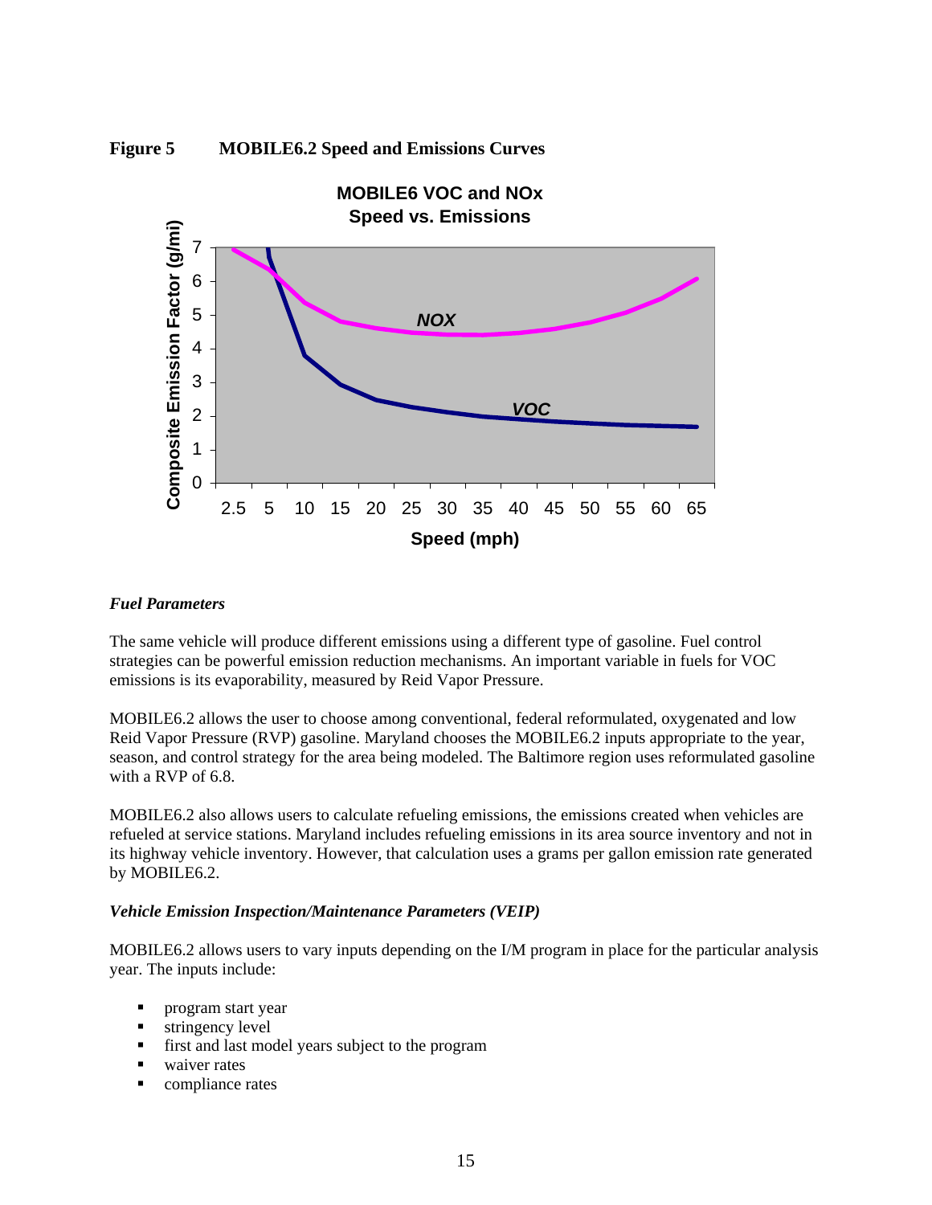**Figure 5 MOBILE6.2 Speed and Emissions Curves**

### *Fuel Parameters*

The same vehicle will produce different emissions using a different type of gasoline. Fuel control strategies can be powerful emission reduction mechanisms. An important variable in fuels for VOC emissions is its evaporability, measured by Reid Vapor Pressure.

MOBILE6.2 allows the user to choose among conventional, federal reformulated, oxygenated and low Reid Vapor Pressure (RVP) gasoline. Maryland chooses the MOBILE6.2 inputs appropriate to the year, season, and control strategy for the area being modeled. The Baltimore region uses reformulated gasoline with a RVP of 6.8.

MOBILE6.2 also allows users to calculate refueling emissions, the emissions created when vehicles are refueled at service stations. Maryland includes refueling emissions in its area source inventory and not in its highway vehicle inventory. However, that calculation uses a grams per gallon emission rate generated by MOBILE6.2.

### *Vehicle Emission Inspection/Maintenance Parameters (VEIP)*

MOBILE6.2 allows users to vary inputs depending on the I/M program in place for the particular analysis year. The inputs include:

- program start year
- stringency level
- first and last model years subject to the program
- waiver rates
- compliance rates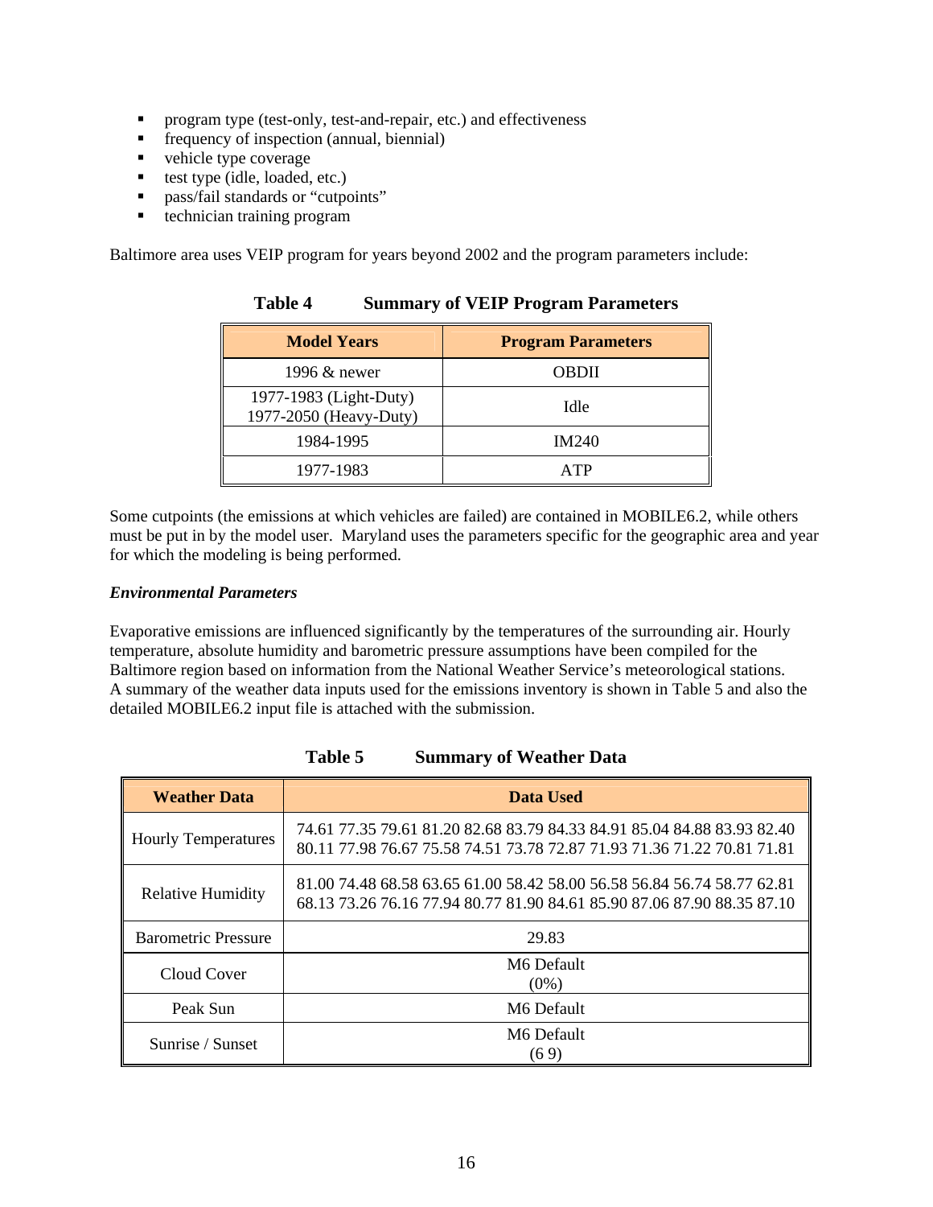- program type (test-only, test-and-repair, etc.) and effectiveness
- frequency of inspection (annual, biennial)
- vehicle type coverage
- test type (idle, loaded, etc.)
- pass/fail standards or "cutpoints"
- technician training program

Baltimore area uses VEIP program for years beyond 2002 and the program parameters include:

**Table 4 Summary of VEIP Program Parameters**

| Model Years | Program Parameters |
|---|---|
| 1996 & newer | OBDII |
| 1977-1983 (Light-Duty)<br>1977-2050 (Heavy-Duty) | Idle |
| 1984-1995 | IM240 |
| 1977-1983 | ATP |

Some cutpoints (the emissions at which vehicles are failed) are contained in MOBILE6.2, while others must be put in by the model user. Maryland uses the parameters specific for the geographic area and year for which the modeling is being performed.

***Environmental Parameters***

Evaporative emissions are influenced significantly by the temperatures of the surrounding air. Hourly temperature, absolute humidity and barometric pressure assumptions have been compiled for the Baltimore region based on information from the National Weather Service's meteorological stations. A summary of the weather data inputs used for the emissions inventory is shown in Table 5 and also the detailed MOBILE6.2 input file is attached with the submission.

**Table 5 Summary of Weather Data**

| Weather Data | Data Used |
|---|---|
| Hourly Temperatures | 74.61 77.35 79.61 81.20 82.68 83.79 84.33 84.91 85.04 84.88 83.93 82.40 80.11 77.98 76.67 75.58 74.51 73.78 72.87 71.93 71.36 71.22 70.81 71.81 |
| Relative Humidity | 81.00 74.48 68.58 63.65 61.00 58.42 58.00 56.58 56.84 56.74 58.77 62.81 68.13 73.26 76.16 77.94 80.77 81.90 84.61 85.90 87.06 87.90 88.35 87.10 |
| Barometric Pressure | 29.83 |
| Cloud Cover | M6 Default<br>(0%) |
| Peak Sun | M6 Default |
| Sunrise / Sunset | M6 Default<br>(6 9) |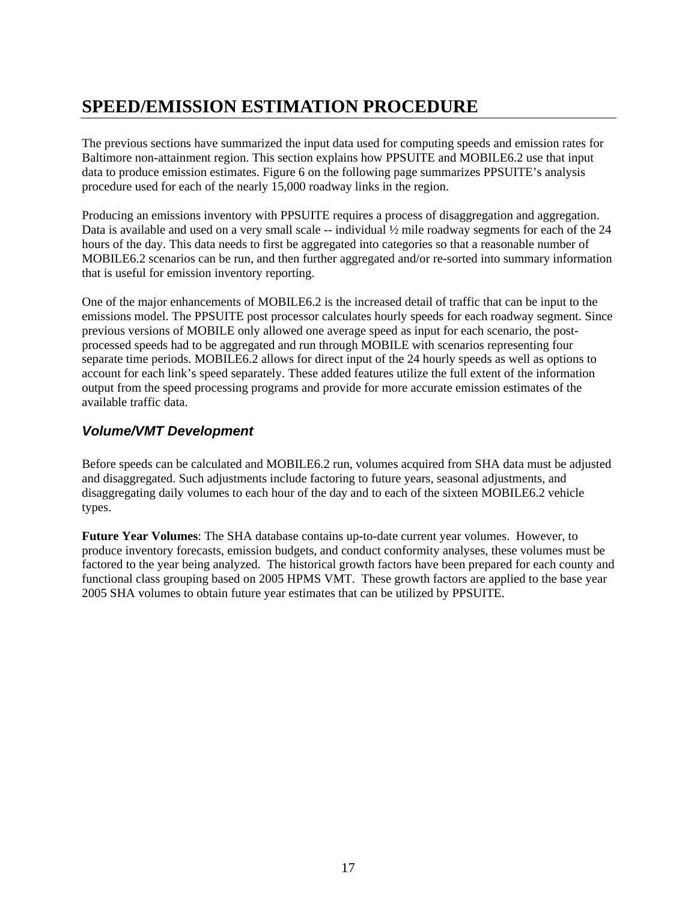# SPEED/EMISSION ESTIMATION PROCEDURE

The previous sections have summarized the input data used for computing speeds and emission rates for Baltimore non-attainment region. This section explains how PPSUITE and MOBILE6.2 use that input data to produce emission estimates. Figure 6 on the following page summarizes PPSUITE's analysis procedure used for each of the nearly 15,000 roadway links in the region.

Producing an emissions inventory with PPSUITE requires a process of disaggregation and aggregation. Data is available and used on a very small scale -- individual ½ mile roadway segments for each of the 24 hours of the day. This data needs to first be aggregated into categories so that a reasonable number of MOBILE6.2 scenarios can be run, and then further aggregated and/or re-sorted into summary information that is useful for emission inventory reporting.

One of the major enhancements of MOBILE6.2 is the increased detail of traffic that can be input to the emissions model. The PPSUITE post processor calculates hourly speeds for each roadway segment. Since previous versions of MOBILE only allowed one average speed as input for each scenario, the post-processed speeds had to be aggregated and run through MOBILE with scenarios representing four separate time periods. MOBILE6.2 allows for direct input of the 24 hourly speeds as well as options to account for each link's speed separately. These added features utilize the full extent of the information output from the speed processing programs and provide for more accurate emission estimates of the available traffic data.

## *Volume/VMT Development*

Before speeds can be calculated and MOBILE6.2 run, volumes acquired from SHA data must be adjusted and disaggregated. Such adjustments include factoring to future years, seasonal adjustments, and disaggregating daily volumes to each hour of the day and to each of the sixteen MOBILE6.2 vehicle types.

**Future Year Volumes**: The SHA database contains up-to-date current year volumes. However, to produce inventory forecasts, emission budgets, and conduct conformity analyses, these volumes must be factored to the year being analyzed. The historical growth factors have been prepared for each county and functional class grouping based on 2005 HPMS VMT. These growth factors are applied to the base year 2005 SHA volumes to obtain future year estimates that can be utilized by PPSUITE.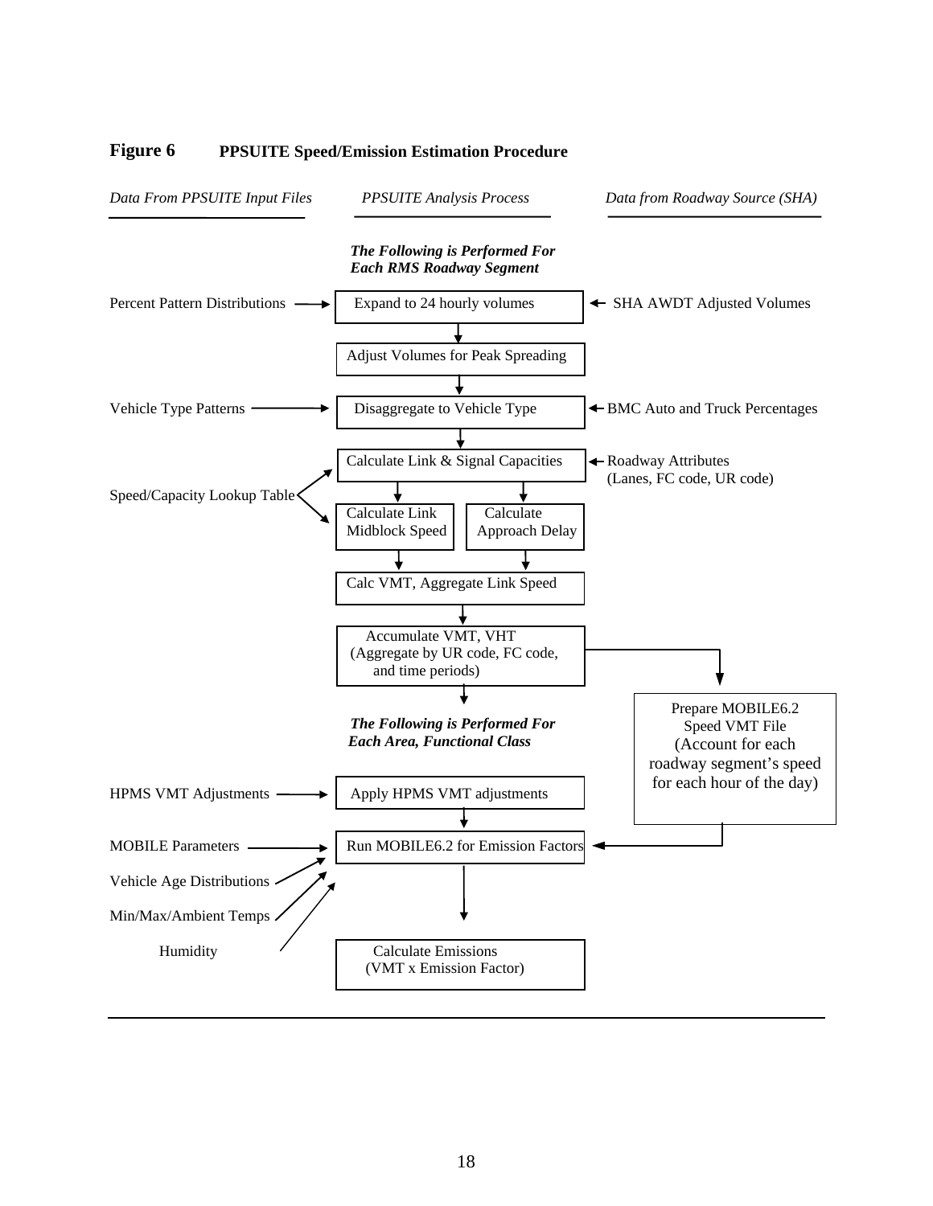**Figure 6 PPSUITE Speed/Emission Estimation Procedure**

| *Data From PPSUITE Input Files* | *PPSUITE Analysis Process* | *Data from Roadway Source (SHA)* |
|---|---|---|
| | ***The Following is Performed For Each RMS Roadway Segment*** | |
| Percent Pattern Distributions → | Expand to 24 hourly volumes | ← SHA AWDT Adjusted Volumes |
| | ↓ Adjust Volumes for Peak Spreading | |
| Vehicle Type Patterns → | ↓ Disaggregate to Vehicle Type | ← BMC Auto and Truck Percentages |
| Speed/Capacity Lookup Table → | ↓ Calculate Link & Signal Capacities | ← Roadway Attributes (Lanes, FC code, UR code) |
| Speed/Capacity Lookup Table → | ↓ Calculate Link Midblock Speed / Calculate Approach Delay | |
| | ↓ Calc VMT, Aggregate Link Speed | |
| | ↓ Accumulate VMT, VHT (Aggregate by UR code, FC code, and time periods) | → Prepare MOBILE6.2 Speed VMT File (Account for each roadway segment's speed for each hour of the day) |
| | ***The Following is Performed For Each Area, Functional Class*** | |
| HPMS VMT Adjustments → | Apply HPMS VMT adjustments | |
| MOBILE Parameters → <br> Vehicle Age Distributions → <br> Min/Max/Ambient Temps → <br> Humidity → | ↓ Run MOBILE6.2 for Emission Factors | ← (from Prepare MOBILE6.2 Speed VMT File) |
| | ↓ Calculate Emissions (VMT x Emission Factor) | |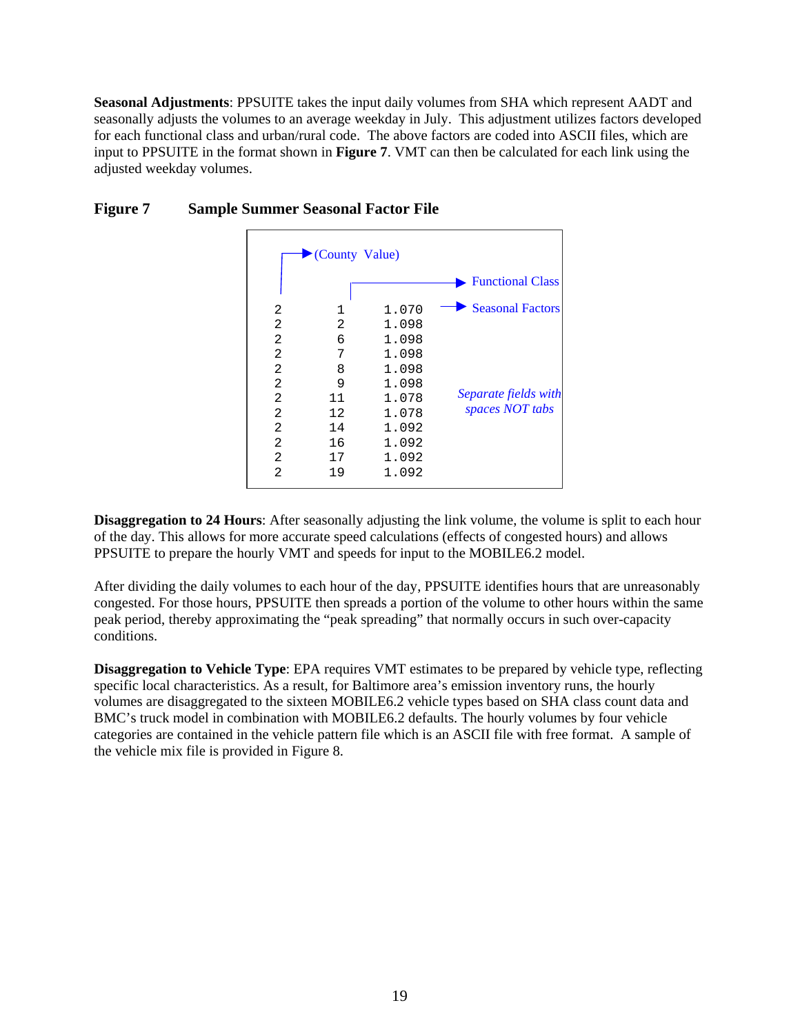**Seasonal Adjustments**: PPSUITE takes the input daily volumes from SHA which represent AADT and seasonally adjusts the volumes to an average weekday in July. This adjustment utilizes factors developed for each functional class and urban/rural code. The above factors are coded into ASCII files, which are input to PPSUITE in the format shown in **Figure 7**. VMT can then be calculated for each link using the adjusted weekday volumes.

**Figure 7 Sample Summer Seasonal Factor File**

(County Value) → first column; Functional Class → second column; Seasonal Factors → third column

```
2     1     1.070
2     2     1.098
2     6     1.098
2     7     1.098
2     8     1.098
2     9     1.098
2    11     1.078
2    12     1.078
2    14     1.092
2    16     1.092
2    17     1.092
2    19     1.092
```

*Separate fields with spaces NOT tabs*

**Disaggregation to 24 Hours**: After seasonally adjusting the link volume, the volume is split to each hour of the day. This allows for more accurate speed calculations (effects of congested hours) and allows PPSUITE to prepare the hourly VMT and speeds for input to the MOBILE6.2 model.

After dividing the daily volumes to each hour of the day, PPSUITE identifies hours that are unreasonably congested. For those hours, PPSUITE then spreads a portion of the volume to other hours within the same peak period, thereby approximating the "peak spreading" that normally occurs in such over-capacity conditions.

**Disaggregation to Vehicle Type**: EPA requires VMT estimates to be prepared by vehicle type, reflecting specific local characteristics. As a result, for Baltimore area's emission inventory runs, the hourly volumes are disaggregated to the sixteen MOBILE6.2 vehicle types based on SHA class count data and BMC's truck model in combination with MOBILE6.2 defaults. The hourly volumes by four vehicle categories are contained in the vehicle pattern file which is an ASCII file with free format. A sample of the vehicle mix file is provided in Figure 8.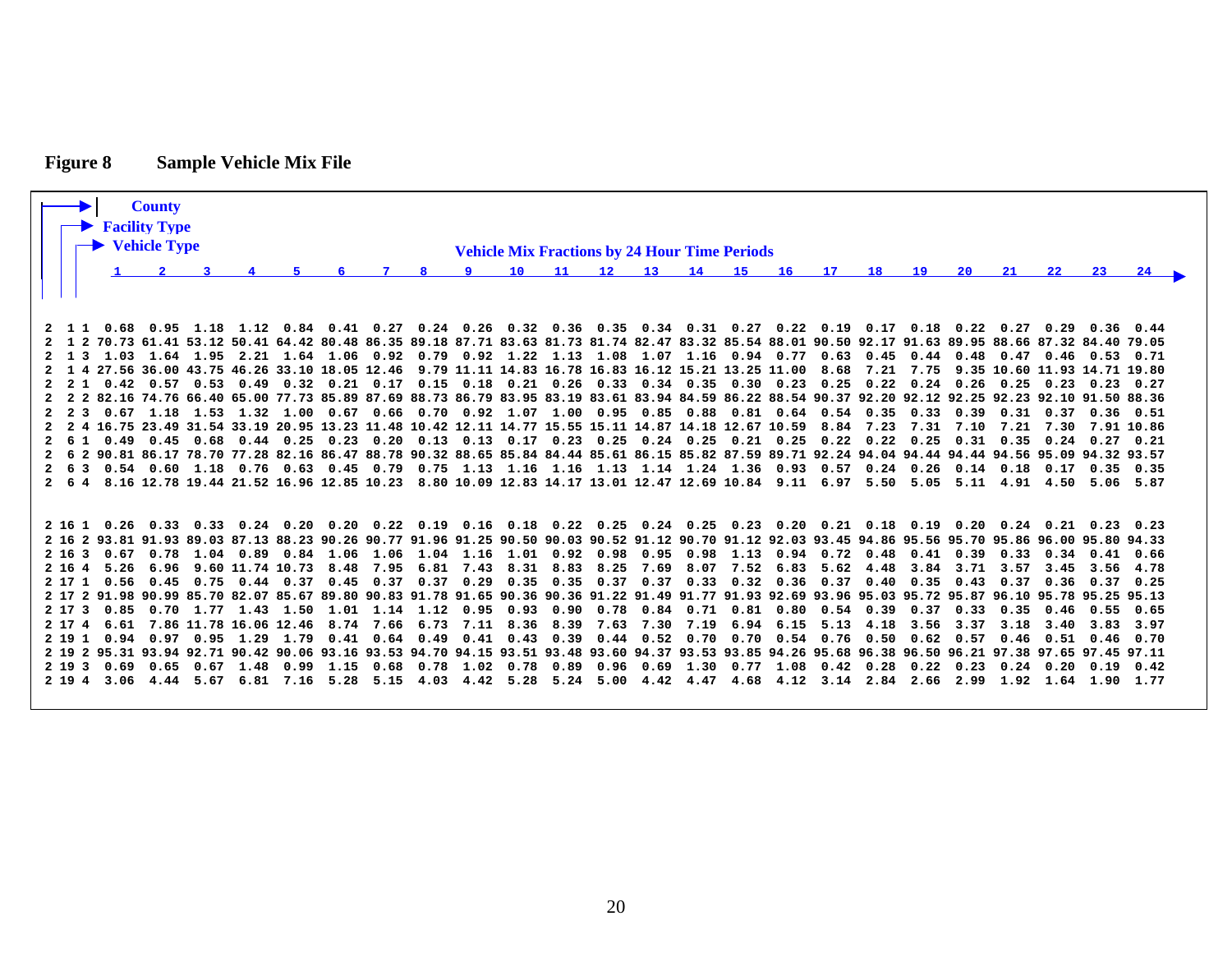**Figure 8 Sample Vehicle Mix File**

County
Facility Type
Vehicle Type

Vehicle Mix Fractions by 24 Hour Time Periods

```
                1     2     3     4     5     6     7     8     9    10    11    12    13    14    15    16    17    18    19    20    21    22    23    24

 2  1 1  0.68  0.95  1.18  1.12  0.84  0.41  0.27  0.24  0.26  0.32  0.36  0.35  0.34  0.31  0.27  0.22  0.19  0.17  0.18  0.22  0.27  0.29  0.36  0.44
 2  1 2 70.73 61.41 53.12 50.41 64.42 80.48 86.35 89.18 87.71 83.63 81.73 81.74 82.47 83.32 85.54 88.01 90.50 92.17 91.63 89.95 88.66 87.32 84.40 79.05
 2  1 3  1.03  1.64  1.95  2.21  1.64  1.06  0.92  0.79  0.92  1.22  1.13  1.08  1.07  1.16  0.94  0.77  0.63  0.45  0.44  0.48  0.47  0.46  0.53  0.71
 2  1 4 27.56 36.00 43.75 46.26 33.10 18.05 12.46  9.79 11.11 14.83 16.78 16.83 16.12 15.21 13.25 11.00  8.68  7.21  7.75  9.35 10.60 11.93 14.71 19.80
 2  2 1  0.42  0.57  0.53  0.49  0.32  0.21  0.17  0.15  0.18  0.21  0.26  0.33  0.34  0.35  0.30  0.23  0.25  0.22  0.24  0.26  0.25  0.23  0.23  0.27
 2  2 2 82.16 74.76 66.40 65.00 77.73 85.89 87.69 88.73 86.79 83.95 83.19 83.61 83.94 84.59 86.22 88.54 90.37 92.20 92.12 92.25 92.23 92.10 91.50 88.36
 2  2 3  0.67  1.18  1.53  1.32  1.00  0.67  0.66  0.70  0.92  1.07  1.00  0.95  0.85  0.88  0.81  0.64  0.54  0.35  0.33  0.39  0.31  0.37  0.36  0.51
 2  2 4 16.75 23.49 31.54 33.19 20.95 13.23 11.48 10.42 12.11 14.77 15.55 15.11 14.87 14.18 12.67 10.59  8.84  7.23  7.31  7.10  7.21  7.30  7.91 10.86
 2  6 1  0.49  0.45  0.68  0.44  0.25  0.23  0.20  0.13  0.13  0.17  0.23  0.25  0.24  0.25  0.21  0.25  0.22  0.22  0.25  0.31  0.35  0.24  0.27  0.21
 2  6 2 90.81 86.17 78.70 77.28 82.16 86.47 88.78 90.32 88.65 85.84 84.44 85.61 86.15 85.82 87.59 89.71 92.24 94.04 94.44 94.44 94.56 95.09 94.32 93.57
 2  6 3  0.54  0.60  1.18  0.76  0.63  0.45  0.79  0.75  1.13  1.16  1.16  1.13  1.14  1.24  1.36  0.93  0.57  0.24  0.26  0.14  0.18  0.17  0.35  0.35
 2  6 4  8.16 12.78 19.44 21.52 16.96 12.85 10.23  8.80 10.09 12.83 14.17 13.01 12.47 12.69 10.84  9.11  6.97  5.50  5.05  5.11  4.91  4.50  5.06  5.87

 2 16 1  0.26  0.33  0.33  0.24  0.20  0.20  0.22  0.19  0.16  0.18  0.22  0.25  0.24  0.25  0.23  0.20  0.21  0.18  0.19  0.20  0.24  0.21  0.23  0.23
 2 16 2 93.81 91.93 89.03 87.13 88.23 90.26 90.77 91.96 91.25 90.50 90.03 90.52 91.12 90.70 91.12 92.03 93.45 94.86 95.56 95.70 95.86 96.00 95.80 94.33
 2 16 3  0.67  0.78  1.04  0.89  0.84  1.06  1.06  1.04  1.16  1.01  0.92  0.98  0.95  0.98  1.13  0.94  0.72  0.48  0.41  0.39  0.33  0.34  0.41  0.66
 2 16 4  5.26  6.96  9.60 11.74 10.73  8.48  7.95  6.81  7.43  8.31  8.83  8.25  7.69  8.07  7.52  6.83  5.62  4.48  3.84  3.71  3.57  3.45  3.56  4.78
 2 17 1  0.56  0.45  0.75  0.44  0.37  0.45  0.37  0.37  0.29  0.35  0.35  0.37  0.37  0.33  0.32  0.36  0.37  0.40  0.35  0.43  0.37  0.36  0.37  0.25
 2 17 2 91.98 90.99 85.70 82.07 85.67 89.80 90.83 91.78 91.65 90.36 90.36 91.22 91.49 91.77 91.93 92.69 93.96 95.03 95.72 95.87 96.10 95.78 95.25 95.13
 2 17 3  0.85  0.70  1.77  1.43  1.50  1.01  1.14  1.12  0.95  0.93  0.90  0.78  0.84  0.71  0.81  0.80  0.54  0.39  0.37  0.33  0.35  0.46  0.55  0.65
 2 17 4  6.61  7.86 11.78 16.06 12.46  8.74  7.66  6.73  7.11  8.36  8.39  7.63  7.30  7.19  6.94  6.15  5.13  4.18  3.56  3.37  3.18  3.40  3.83  3.97
 2 19 1  0.94  0.97  0.95  1.29  1.79  0.41  0.64  0.49  0.41  0.43  0.39  0.44  0.52  0.70  0.70  0.54  0.76  0.50  0.62  0.57  0.46  0.51  0.46  0.70
 2 19 2 95.31 93.94 92.71 90.42 90.06 93.16 93.53 94.70 94.15 93.51 93.48 93.60 94.37 93.53 93.85 94.26 95.68 96.38 96.50 96.21 97.38 97.65 97.45 97.11
 2 19 3  0.69  0.65  0.67  1.48  0.99  1.15  0.68  0.78  1.02  0.78  0.89  0.96  0.69  1.30  0.77  1.08  0.42  0.28  0.22  0.23  0.24  0.20  0.19  0.42
 2 19 4  3.06  4.44  5.67  6.81  7.16  5.28  5.15  4.03  4.42  5.28  5.24  5.00  4.42  4.47  4.68  4.12  3.14  2.84  2.66  2.99  1.92  1.64  1.90  1.77
```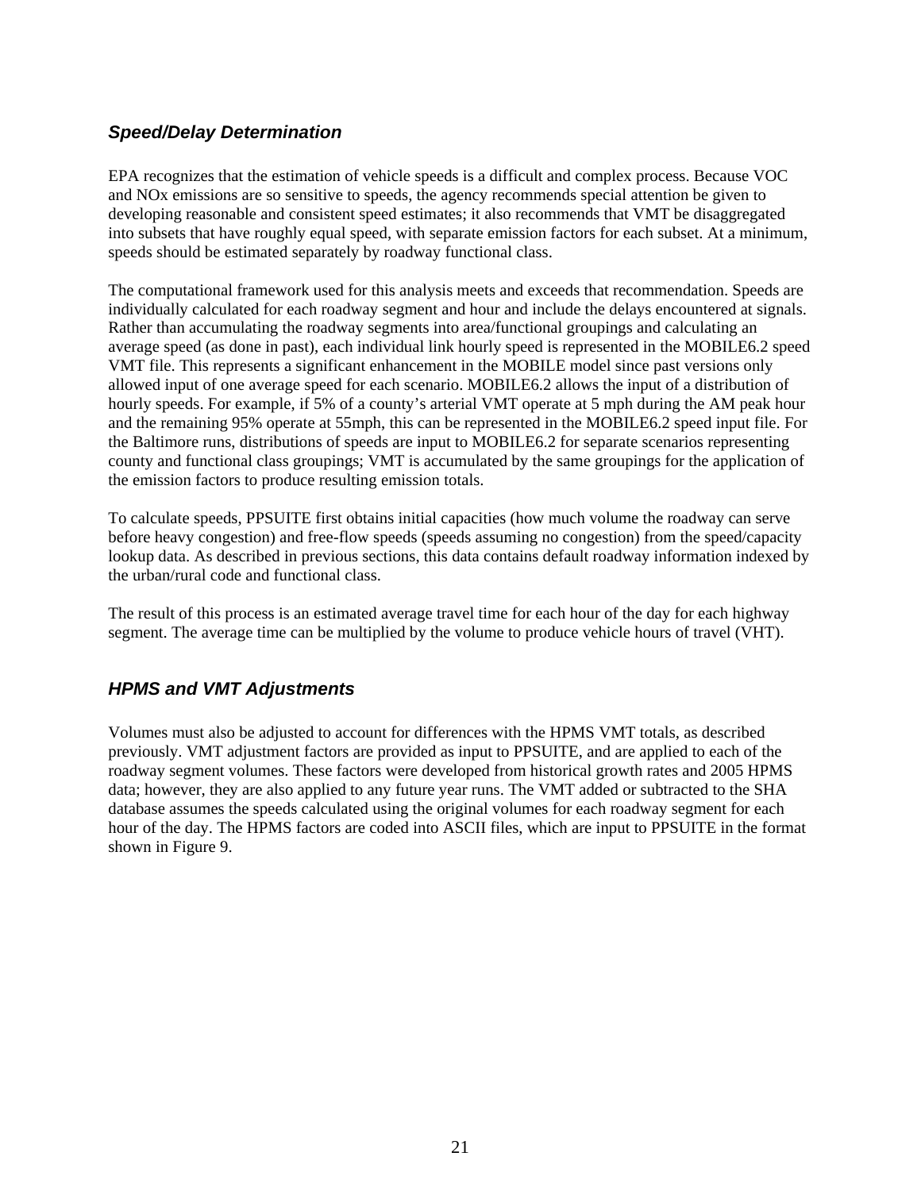### *Speed/Delay Determination*

EPA recognizes that the estimation of vehicle speeds is a difficult and complex process. Because VOC and NOx emissions are so sensitive to speeds, the agency recommends special attention be given to developing reasonable and consistent speed estimates; it also recommends that VMT be disaggregated into subsets that have roughly equal speed, with separate emission factors for each subset. At a minimum, speeds should be estimated separately by roadway functional class.

The computational framework used for this analysis meets and exceeds that recommendation. Speeds are individually calculated for each roadway segment and hour and include the delays encountered at signals. Rather than accumulating the roadway segments into area/functional groupings and calculating an average speed (as done in past), each individual link hourly speed is represented in the MOBILE6.2 speed VMT file. This represents a significant enhancement in the MOBILE model since past versions only allowed input of one average speed for each scenario. MOBILE6.2 allows the input of a distribution of hourly speeds. For example, if 5% of a county's arterial VMT operate at 5 mph during the AM peak hour and the remaining 95% operate at 55mph, this can be represented in the MOBILE6.2 speed input file. For the Baltimore runs, distributions of speeds are input to MOBILE6.2 for separate scenarios representing county and functional class groupings; VMT is accumulated by the same groupings for the application of the emission factors to produce resulting emission totals.

To calculate speeds, PPSUITE first obtains initial capacities (how much volume the roadway can serve before heavy congestion) and free-flow speeds (speeds assuming no congestion) from the speed/capacity lookup data. As described in previous sections, this data contains default roadway information indexed by the urban/rural code and functional class.

The result of this process is an estimated average travel time for each hour of the day for each highway segment. The average time can be multiplied by the volume to produce vehicle hours of travel (VHT).

### *HPMS and VMT Adjustments*

Volumes must also be adjusted to account for differences with the HPMS VMT totals, as described previously. VMT adjustment factors are provided as input to PPSUITE, and are applied to each of the roadway segment volumes. These factors were developed from historical growth rates and 2005 HPMS data; however, they are also applied to any future year runs. The VMT added or subtracted to the SHA database assumes the speeds calculated using the original volumes for each roadway segment for each hour of the day. The HPMS factors are coded into ASCII files, which are input to PPSUITE in the format shown in Figure 9.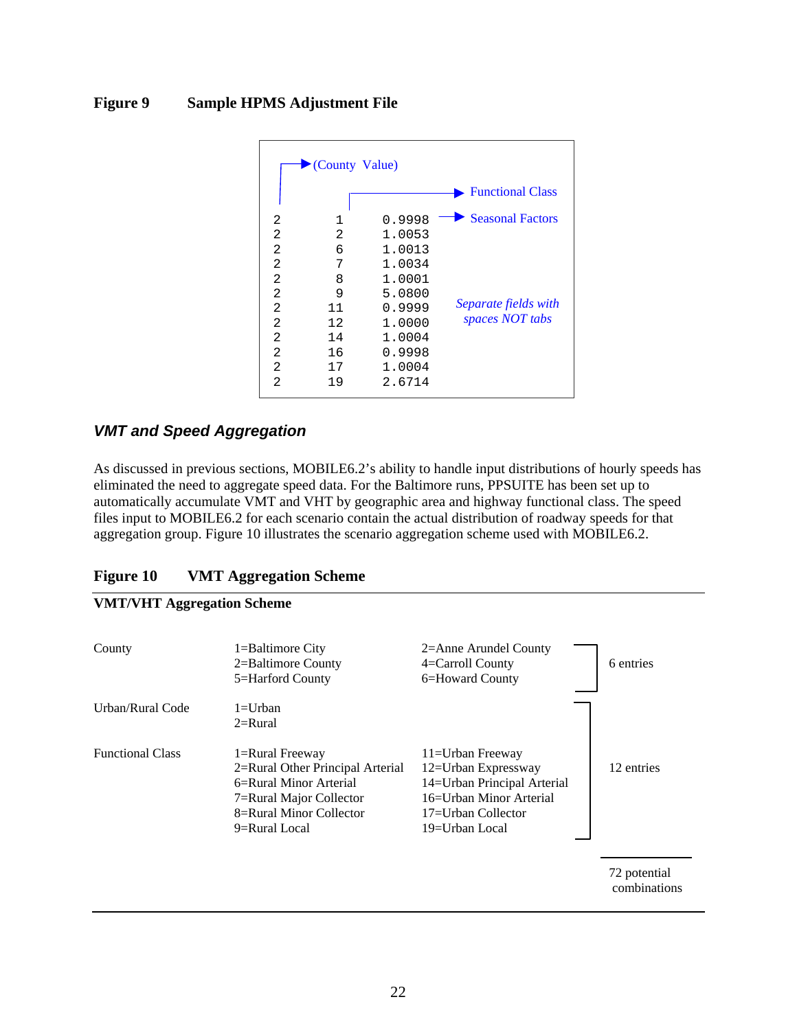**Figure 9 Sample HPMS Adjustment File**

```
(County Value)
                      Functional Class
2      1      0.9998  Seasonal Factors
2      2      1.0053
2      6      1.0013
2      7      1.0034
2      8      1.0001
2      9      5.0800
2      11     0.9999  Separate fields with
2      12     1.0000  spaces NOT tabs
2      14     1.0004
2      16     0.9998
2      17     1.0004
2      19     2.6714
```

### *VMT and Speed Aggregation*

As discussed in previous sections, MOBILE6.2's ability to handle input distributions of hourly speeds has eliminated the need to aggregate speed data. For the Baltimore runs, PPSUITE has been set up to automatically accumulate VMT and VHT by geographic area and highway functional class. The speed files input to MOBILE6.2 for each scenario contain the actual distribution of roadway speeds for that aggregation group. Figure 10 illustrates the scenario aggregation scheme used with MOBILE6.2.

**Figure 10 VMT Aggregation Scheme**

**VMT/VHT Aggregation Scheme**

| | | | |
|---|---|---|---|
| County | 1=Baltimore City<br>2=Baltimore County<br>5=Harford County | 2=Anne Arundel County<br>4=Carroll County<br>6=Howard County | 6 entries |
| Urban/Rural Code | 1=Urban<br>2=Rural | | 12 entries |
| Functional Class | 1=Rural Freeway<br>2=Rural Other Principal Arterial<br>6=Rural Minor Arterial<br>7=Rural Major Collector<br>8=Rural Minor Collector<br>9=Rural Local | 11=Urban Freeway<br>12=Urban Expressway<br>14=Urban Principal Arterial<br>16=Urban Minor Arterial<br>17=Urban Collector<br>19=Urban Local | |
| | | | 72 potential combinations |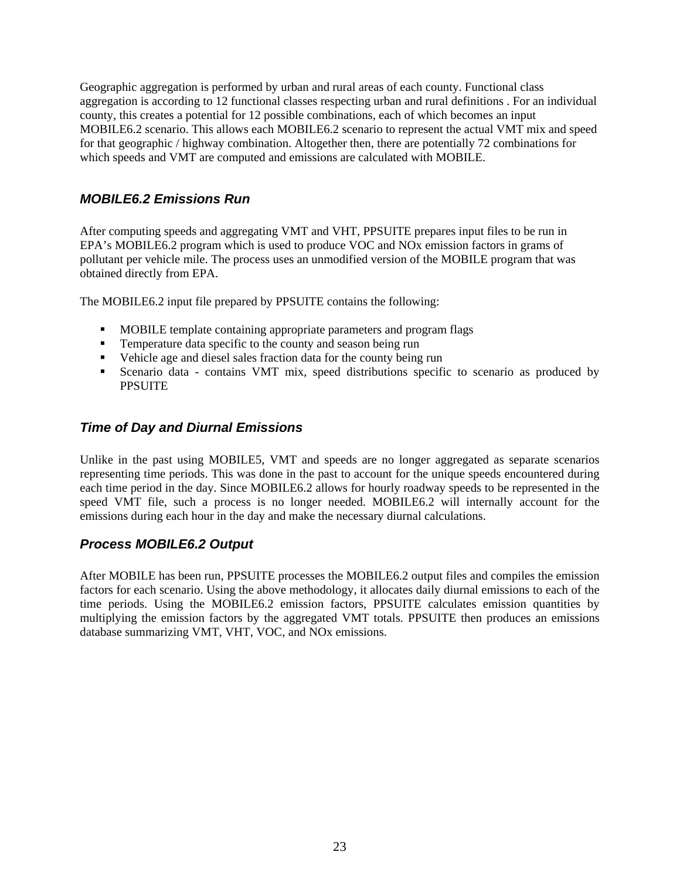Geographic aggregation is performed by urban and rural areas of each county. Functional class aggregation is according to 12 functional classes respecting urban and rural definitions . For an individual county, this creates a potential for 12 possible combinations, each of which becomes an input MOBILE6.2 scenario. This allows each MOBILE6.2 scenario to represent the actual VMT mix and speed for that geographic / highway combination. Altogether then, there are potentially 72 combinations for which speeds and VMT are computed and emissions are calculated with MOBILE.

### *MOBILE6.2 Emissions Run*

After computing speeds and aggregating VMT and VHT, PPSUITE prepares input files to be run in EPA's MOBILE6.2 program which is used to produce VOC and NOx emission factors in grams of pollutant per vehicle mile. The process uses an unmodified version of the MOBILE program that was obtained directly from EPA.

The MOBILE6.2 input file prepared by PPSUITE contains the following:

- MOBILE template containing appropriate parameters and program flags
- Temperature data specific to the county and season being run
- Vehicle age and diesel sales fraction data for the county being run
- Scenario data - contains VMT mix, speed distributions specific to scenario as produced by PPSUITE

### *Time of Day and Diurnal Emissions*

Unlike in the past using MOBILE5, VMT and speeds are no longer aggregated as separate scenarios representing time periods. This was done in the past to account for the unique speeds encountered during each time period in the day. Since MOBILE6.2 allows for hourly roadway speeds to be represented in the speed VMT file, such a process is no longer needed. MOBILE6.2 will internally account for the emissions during each hour in the day and make the necessary diurnal calculations.

### *Process MOBILE6.2 Output*

After MOBILE has been run, PPSUITE processes the MOBILE6.2 output files and compiles the emission factors for each scenario. Using the above methodology, it allocates daily diurnal emissions to each of the time periods. Using the MOBILE6.2 emission factors, PPSUITE calculates emission quantities by multiplying the emission factors by the aggregated VMT totals. PPSUITE then produces an emissions database summarizing VMT, VHT, VOC, and NOx emissions.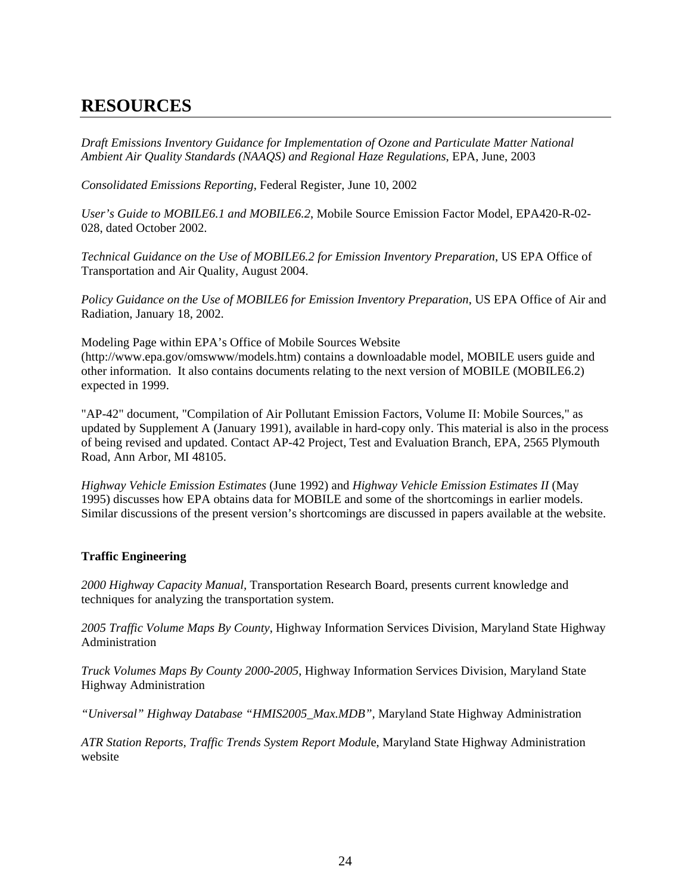# RESOURCES

*Draft Emissions Inventory Guidance for Implementation of Ozone and Particulate Matter National Ambient Air Quality Standards (NAAQS) and Regional Haze Regulations*, EPA, June, 2003

*Consolidated Emissions Reporting*, Federal Register, June 10, 2002

*User's Guide to MOBILE6.1 and MOBILE6.2*, Mobile Source Emission Factor Model, EPA420-R-02-028, dated October 2002.

*Technical Guidance on the Use of MOBILE6.2 for Emission Inventory Preparation*, US EPA Office of Transportation and Air Quality, August 2004.

*Policy Guidance on the Use of MOBILE6 for Emission Inventory Preparation*, US EPA Office of Air and Radiation, January 18, 2002.

Modeling Page within EPA's Office of Mobile Sources Website (http://www.epa.gov/omswww/models.htm) contains a downloadable model, MOBILE users guide and other information. It also contains documents relating to the next version of MOBILE (MOBILE6.2) expected in 1999.

"AP-42" document, "Compilation of Air Pollutant Emission Factors, Volume II: Mobile Sources," as updated by Supplement A (January 1991), available in hard-copy only. This material is also in the process of being revised and updated. Contact AP-42 Project, Test and Evaluation Branch, EPA, 2565 Plymouth Road, Ann Arbor, MI 48105.

*Highway Vehicle Emission Estimates* (June 1992) and *Highway Vehicle Emission Estimates II* (May 1995) discusses how EPA obtains data for MOBILE and some of the shortcomings in earlier models. Similar discussions of the present version's shortcomings are discussed in papers available at the website.

**Traffic Engineering**

*2000 Highway Capacity Manual*, Transportation Research Board, presents current knowledge and techniques for analyzing the transportation system.

*2005 Traffic Volume Maps By County*, Highway Information Services Division, Maryland State Highway Administration

*Truck Volumes Maps By County 2000-2005*, Highway Information Services Division, Maryland State Highway Administration

*"Universal" Highway Database "HMIS2005_Max.MDB"*, Maryland State Highway Administration

*ATR Station Reports, Traffic Trends System Report Modul*e, Maryland State Highway Administration website